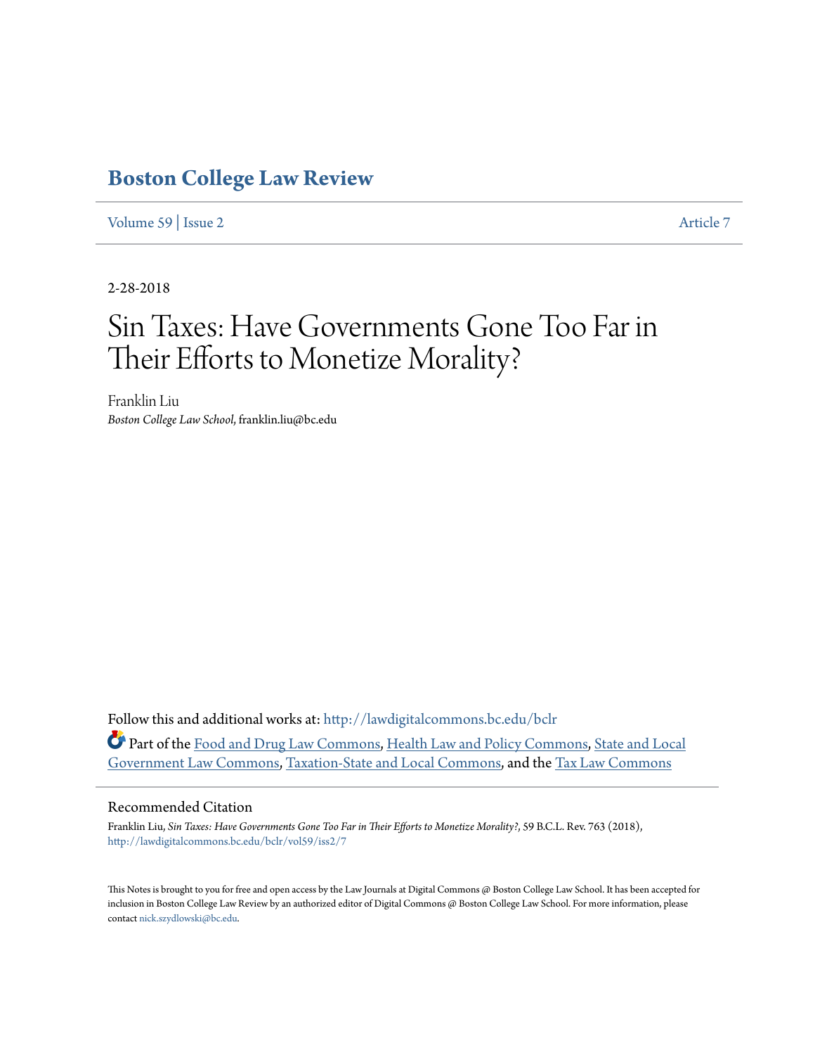# Boston College Law Review

Volume 59 | Issue 2 Article 7

2-28-2018

# Sin Taxes: Have Governments Gone Too Far in Their Efforts to Monetize Morality?

Franklin Liu
*Boston College Law School*, franklin.liu@bc.edu

Follow this and additional works at: http://lawdigitalcommons.bc.edu/bclr

Part of the Food and Drug Law Commons, Health Law and Policy Commons, State and Local Government Law Commons, Taxation-State and Local Commons, and the Tax Law Commons

## Recommended Citation

Franklin Liu, *Sin Taxes: Have Governments Gone Too Far in Their Efforts to Monetize Morality?*, 59 B.C.L. Rev. 763 (2018), http://lawdigitalcommons.bc.edu/bclr/vol59/iss2/7

This Notes is brought to you for free and open access by the Law Journals at Digital Commons @ Boston College Law School. It has been accepted for inclusion in Boston College Law Review by an authorized editor of Digital Commons @ Boston College Law School. For more information, please contact nick.szydlowski@bc.edu.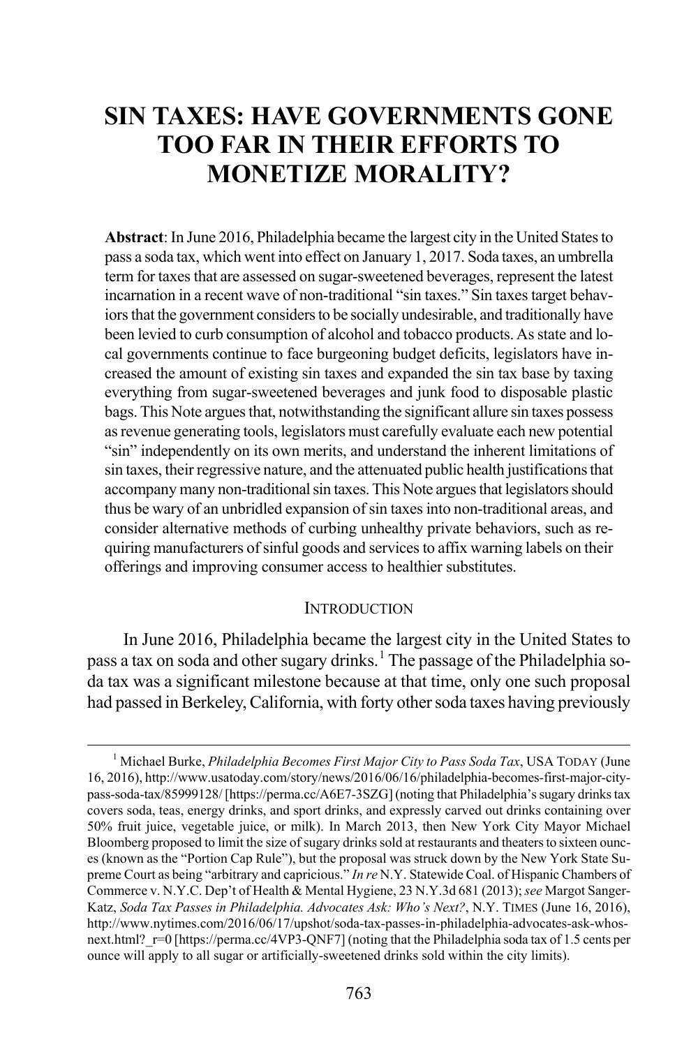# SIN TAXES: HAVE GOVERNMENTS GONE TOO FAR IN THEIR EFFORTS TO MONETIZE MORALITY?

**Abstract**: In June 2016, Philadelphia became the largest city in the United States to pass a soda tax, which went into effect on January 1, 2017. Soda taxes, an umbrella term for taxes that are assessed on sugar-sweetened beverages, represent the latest incarnation in a recent wave of non-traditional "sin taxes." Sin taxes target behaviors that the government considers to be socially undesirable, and traditionally have been levied to curb consumption of alcohol and tobacco products. As state and local governments continue to face burgeoning budget deficits, legislators have increased the amount of existing sin taxes and expanded the sin tax base by taxing everything from sugar-sweetened beverages and junk food to disposable plastic bags. This Note argues that, notwithstanding the significant allure sin taxes possess as revenue generating tools, legislators must carefully evaluate each new potential "sin" independently on its own merits, and understand the inherent limitations of sin taxes, their regressive nature, and the attenuated public health justifications that accompany many non-traditional sin taxes. This Note argues that legislators should thus be wary of an unbridled expansion of sin taxes into non-traditional areas, and consider alternative methods of curbing unhealthy private behaviors, such as requiring manufacturers of sinful goods and services to affix warning labels on their offerings and improving consumer access to healthier substitutes.

## INTRODUCTION

In June 2016, Philadelphia became the largest city in the United States to pass a tax on soda and other sugary drinks.[1] The passage of the Philadelphia soda tax was a significant milestone because at that time, only one such proposal had passed in Berkeley, California, with forty other soda taxes having previously

[1] Michael Burke, *Philadelphia Becomes First Major City to Pass Soda Tax*, USA TODAY (June 16, 2016), http://www.usatoday.com/story/news/2016/06/16/philadelphia-becomes-first-major-city-pass-soda-tax/85999128/ [https://perma.cc/A6E7-3SZG] (noting that Philadelphia's sugary drinks tax covers soda, teas, energy drinks, and sport drinks, and expressly carved out drinks containing over 50% fruit juice, vegetable juice, or milk). In March 2013, then New York City Mayor Michael Bloomberg proposed to limit the size of sugary drinks sold at restaurants and theaters to sixteen ounces (known as the "Portion Cap Rule"), but the proposal was struck down by the New York State Supreme Court as being "arbitrary and capricious." *In re* N.Y. Statewide Coal. of Hispanic Chambers of Commerce v. N.Y.C. Dep't of Health & Mental Hygiene, 23 N.Y.3d 681 (2013); *see* Margot Sanger-Katz, *Soda Tax Passes in Philadelphia. Advocates Ask: Who's Next?*, N.Y. TIMES (June 16, 2016), http://www.nytimes.com/2016/06/17/upshot/soda-tax-passes-in-philadelphia-advocates-ask-whos-next.html?_r=0 [https://perma.cc/4VP3-QNF7] (noting that the Philadelphia soda tax of 1.5 cents per ounce will apply to all sugar or artificially-sweetened drinks sold within the city limits).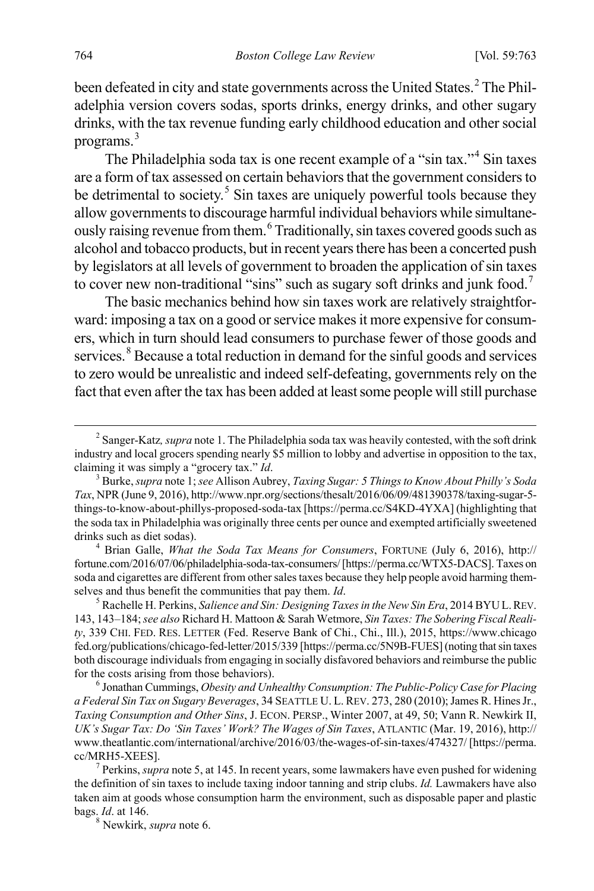been defeated in city and state governments across the United States.[2] The Philadelphia version covers sodas, sports drinks, energy drinks, and other sugary drinks, with the tax revenue funding early childhood education and other social programs.[3]

The Philadelphia soda tax is one recent example of a "sin tax."[4] Sin taxes are a form of tax assessed on certain behaviors that the government considers to be detrimental to society.[5] Sin taxes are uniquely powerful tools because they allow governments to discourage harmful individual behaviors while simultaneously raising revenue from them.[6] Traditionally, sin taxes covered goods such as alcohol and tobacco products, but in recent years there has been a concerted push by legislators at all levels of government to broaden the application of sin taxes to cover new non-traditional "sins" such as sugary soft drinks and junk food.[7]

The basic mechanics behind how sin taxes work are relatively straightforward: imposing a tax on a good or service makes it more expensive for consumers, which in turn should lead consumers to purchase fewer of those goods and services.[8] Because a total reduction in demand for the sinful goods and services to zero would be unrealistic and indeed self-defeating, governments rely on the fact that even after the tax has been added at least some people will still purchase

---

[2] Sanger-Katz*, supra* note 1. The Philadelphia soda tax was heavily contested, with the soft drink industry and local grocers spending nearly $5 million to lobby and advertise in opposition to the tax, claiming it was simply a "grocery tax." *Id*.

[3] Burke, *supra* note 1; *see* Allison Aubrey, *Taxing Sugar: 5 Things to Know About Philly's Soda Tax*, NPR (June 9, 2016), http://www.npr.org/sections/thesalt/2016/06/09/481390378/taxing-sugar-5-things-to-know-about-phillys-proposed-soda-tax [https://perma.cc/S4KD-4YXA] (highlighting that the soda tax in Philadelphia was originally three cents per ounce and exempted artificially sweetened drinks such as diet sodas).

[4] Brian Galle, *What the Soda Tax Means for Consumers*, FORTUNE (July 6, 2016), http://fortune.com/2016/07/06/philadelphia-soda-tax-consumers/ [https://perma.cc/WTX5-DACS]. Taxes on soda and cigarettes are different from other sales taxes because they help people avoid harming themselves and thus benefit the communities that pay them. *Id*.

[5] Rachelle H. Perkins, *Salience and Sin: Designing Taxes in the New Sin Era*, 2014 BYU L. REV. 143, 143–184; *see also* Richard H. Mattoon & Sarah Wetmore, *Sin Taxes: The Sobering Fiscal Reality*, 339 CHI. FED. RES. LETTER (Fed. Reserve Bank of Chi., Chi., Ill.), 2015, https://www.chicagofed.org/publications/chicago-fed-letter/2015/339 [https://perma.cc/5N9B-FUES] (noting that sin taxes both discourage individuals from engaging in socially disfavored behaviors and reimburse the public for the costs arising from those behaviors).

[6] Jonathan Cummings, *Obesity and Unhealthy Consumption: The Public-Policy Case for Placing a Federal Sin Tax on Sugary Beverages*, 34 SEATTLE U. L. REV. 273, 280 (2010); James R. Hines Jr., *Taxing Consumption and Other Sins*, J. ECON. PERSP., Winter 2007, at 49, 50; Vann R. Newkirk II, *UK's Sugar Tax: Do 'Sin Taxes' Work? The Wages of Sin Taxes*, ATLANTIC (Mar. 19, 2016), http://www.theatlantic.com/international/archive/2016/03/the-wages-of-sin-taxes/474327/ [https://perma.cc/MRH5-XEES].

[7] Perkins, *supra* note 5, at 145. In recent years, some lawmakers have even pushed for widening the definition of sin taxes to include taxing indoor tanning and strip clubs. *Id.* Lawmakers have also taken aim at goods whose consumption harm the environment, such as disposable paper and plastic bags. *Id*. at 146.

[8] Newkirk, *supra* note 6.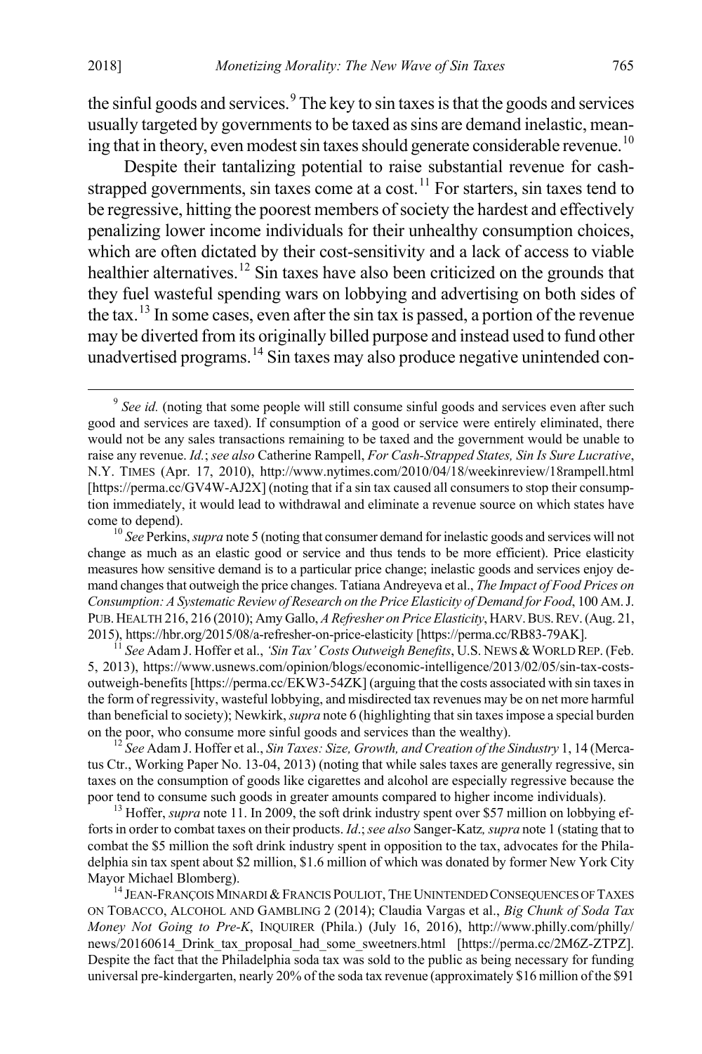the sinful goods and services.[9] The key to sin taxes is that the goods and services usually targeted by governments to be taxed as sins are demand inelastic, meaning that in theory, even modest sin taxes should generate considerable revenue.[10]

Despite their tantalizing potential to raise substantial revenue for cash-strapped governments, sin taxes come at a cost.[11] For starters, sin taxes tend to be regressive, hitting the poorest members of society the hardest and effectively penalizing lower income individuals for their unhealthy consumption choices, which are often dictated by their cost-sensitivity and a lack of access to viable healthier alternatives.[12] Sin taxes have also been criticized on the grounds that they fuel wasteful spending wars on lobbying and advertising on both sides of the tax.[13] In some cases, even after the sin tax is passed, a portion of the revenue may be diverted from its originally billed purpose and instead used to fund other unadvertised programs.[14] Sin taxes may also produce negative unintended con-

---

[9] *See id.* (noting that some people will still consume sinful goods and services even after such good and services are taxed). If consumption of a good or service were entirely eliminated, there would not be any sales transactions remaining to be taxed and the government would be unable to raise any revenue. *Id.*; *see also* Catherine Rampell, *For Cash-Strapped States, Sin Is Sure Lucrative*, N.Y. TIMES (Apr. 17, 2010), http://www.nytimes.com/2010/04/18/weekinreview/18rampell.html [https://perma.cc/GV4W-AJ2X] (noting that if a sin tax caused all consumers to stop their consumption immediately, it would lead to withdrawal and eliminate a revenue source on which states have come to depend).

[10] *See* Perkins, *supra* note 5 (noting that consumer demand for inelastic goods and services will not change as much as an elastic good or service and thus tends to be more efficient). Price elasticity measures how sensitive demand is to a particular price change; inelastic goods and services enjoy demand changes that outweigh the price changes. Tatiana Andreyeva et al., *The Impact of Food Prices on Consumption: A Systematic Review of Research on the Price Elasticity of Demand for Food*, 100 AM. J. PUB. HEALTH 216, 216 (2010); Amy Gallo, *A Refresher on Price Elasticity*, HARV. BUS. REV. (Aug. 21, 2015), https://hbr.org/2015/08/a-refresher-on-price-elasticity [https://perma.cc/RB83-79AK].

[11] *See* Adam J. Hoffer et al., *'Sin Tax' Costs Outweigh Benefits*, U.S. NEWS & WORLD REP. (Feb. 5, 2013), https://www.usnews.com/opinion/blogs/economic-intelligence/2013/02/05/sin-tax-costs-outweigh-benefits [https://perma.cc/EKW3-54ZK] (arguing that the costs associated with sin taxes in the form of regressivity, wasteful lobbying, and misdirected tax revenues may be on net more harmful than beneficial to society); Newkirk, *supra* note 6 (highlighting that sin taxes impose a special burden on the poor, who consume more sinful goods and services than the wealthy).

[12] *See* Adam J. Hoffer et al., *Sin Taxes: Size, Growth, and Creation of the Sindustry* 1, 14 (Mercatus Ctr., Working Paper No. 13-04, 2013) (noting that while sales taxes are generally regressive, sin taxes on the consumption of goods like cigarettes and alcohol are especially regressive because the poor tend to consume such goods in greater amounts compared to higher income individuals).

[13] Hoffer, *supra* note 11. In 2009, the soft drink industry spent over $57 million on lobbying efforts in order to combat taxes on their products. *Id*.; *see also* Sanger-Katz*, supra* note 1 (stating that to combat the $5 million the soft drink industry spent in opposition to the tax, advocates for the Philadelphia sin tax spent about $2 million, $1.6 million of which was donated by former New York City Mayor Michael Blomberg).

[14] JEAN-FRANÇOIS MINARDI & FRANCIS POULIOT, THE UNINTENDED CONSEQUENCES OF TAXES ON TOBACCO, ALCOHOL AND GAMBLING 2 (2014); Claudia Vargas et al., *Big Chunk of Soda Tax Money Not Going to Pre-K*, INQUIRER (Phila.) (July 16, 2016), http://www.philly.com/philly/news/20160614_Drink_tax_proposal_had_some_sweetners.html [https://perma.cc/2M6Z-ZTPZ]. Despite the fact that the Philadelphia soda tax was sold to the public as being necessary for funding universal pre-kindergarten, nearly 20% of the soda tax revenue (approximately $16 million of the $91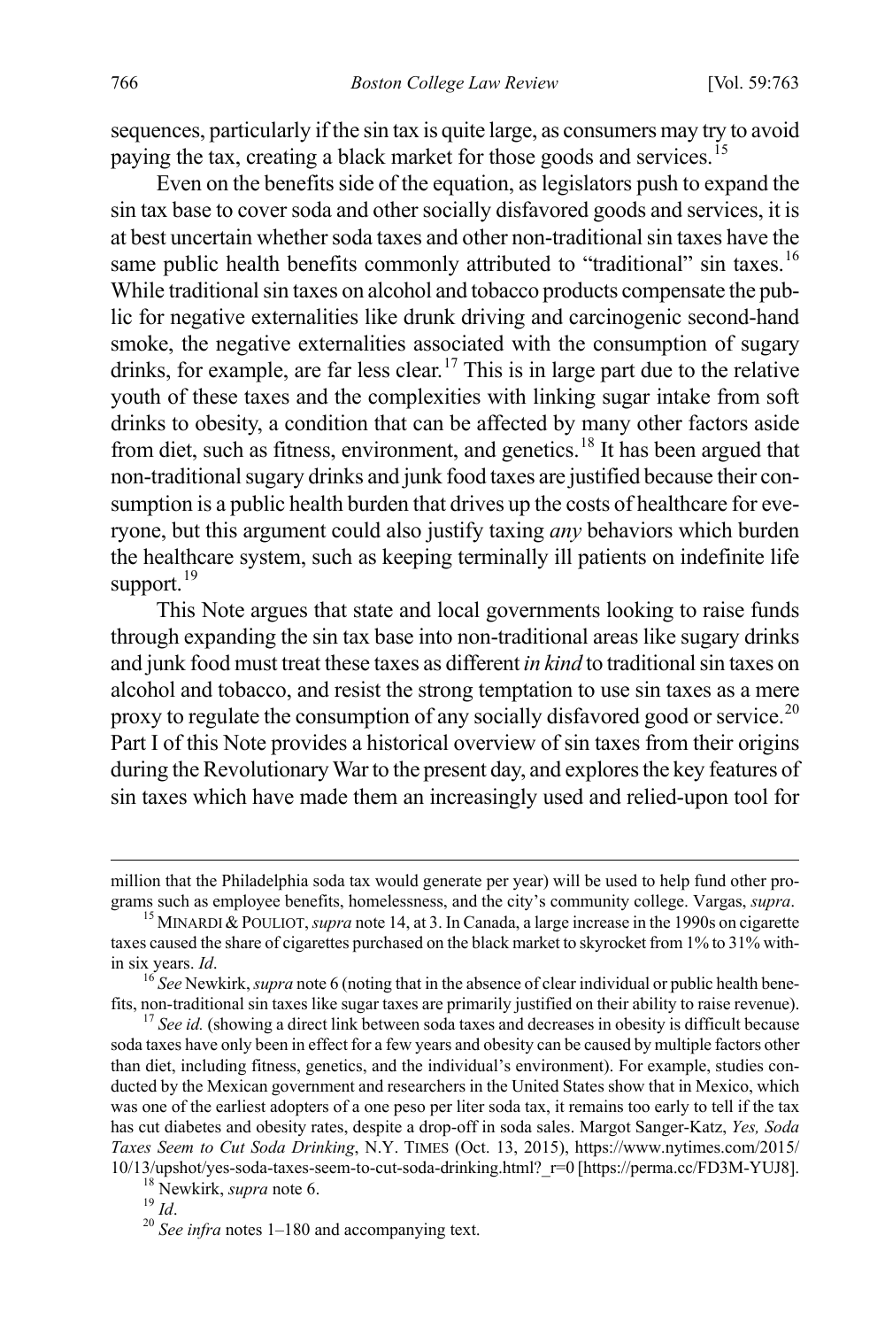sequences, particularly if the sin tax is quite large, as consumers may try to avoid paying the tax, creating a black market for those goods and services.[15]

Even on the benefits side of the equation, as legislators push to expand the sin tax base to cover soda and other socially disfavored goods and services, it is at best uncertain whether soda taxes and other non-traditional sin taxes have the same public health benefits commonly attributed to "traditional" sin taxes.[16] While traditional sin taxes on alcohol and tobacco products compensate the public for negative externalities like drunk driving and carcinogenic second-hand smoke, the negative externalities associated with the consumption of sugary drinks, for example, are far less clear.[17] This is in large part due to the relative youth of these taxes and the complexities with linking sugar intake from soft drinks to obesity, a condition that can be affected by many other factors aside from diet, such as fitness, environment, and genetics.[18] It has been argued that non-traditional sugary drinks and junk food taxes are justified because their consumption is a public health burden that drives up the costs of healthcare for everyone, but this argument could also justify taxing *any* behaviors which burden the healthcare system, such as keeping terminally ill patients on indefinite life support.[19]

This Note argues that state and local governments looking to raise funds through expanding the sin tax base into non-traditional areas like sugary drinks and junk food must treat these taxes as different *in kind* to traditional sin taxes on alcohol and tobacco, and resist the strong temptation to use sin taxes as a mere proxy to regulate the consumption of any socially disfavored good or service.[20] Part I of this Note provides a historical overview of sin taxes from their origins during the Revolutionary War to the present day, and explores the key features of sin taxes which have made them an increasingly used and relied-upon tool for

---

million that the Philadelphia soda tax would generate per year) will be used to help fund other programs such as employee benefits, homelessness, and the city's community college. Vargas, *supra*.

[15] MINARDI & POULIOT, *supra* note 14, at 3. In Canada, a large increase in the 1990s on cigarette taxes caused the share of cigarettes purchased on the black market to skyrocket from 1% to 31% within six years. *Id*.

[16] *See* Newkirk, *supra* note 6 (noting that in the absence of clear individual or public health benefits, non-traditional sin taxes like sugar taxes are primarily justified on their ability to raise revenue).

[17] *See id.* (showing a direct link between soda taxes and decreases in obesity is difficult because soda taxes have only been in effect for a few years and obesity can be caused by multiple factors other than diet, including fitness, genetics, and the individual's environment). For example, studies conducted by the Mexican government and researchers in the United States show that in Mexico, which was one of the earliest adopters of a one peso per liter soda tax, it remains too early to tell if the tax has cut diabetes and obesity rates, despite a drop-off in soda sales. Margot Sanger-Katz, *Yes, Soda Taxes Seem to Cut Soda Drinking*, N.Y. TIMES (Oct. 13, 2015), https://www.nytimes.com/2015/10/13/upshot/yes-soda-taxes-seem-to-cut-soda-drinking.html?_r=0 [https://perma.cc/FD3M-YUJ8].

[18] Newkirk, *supra* note 6.

[19] *Id*.

[20] *See infra* notes 1–180 and accompanying text.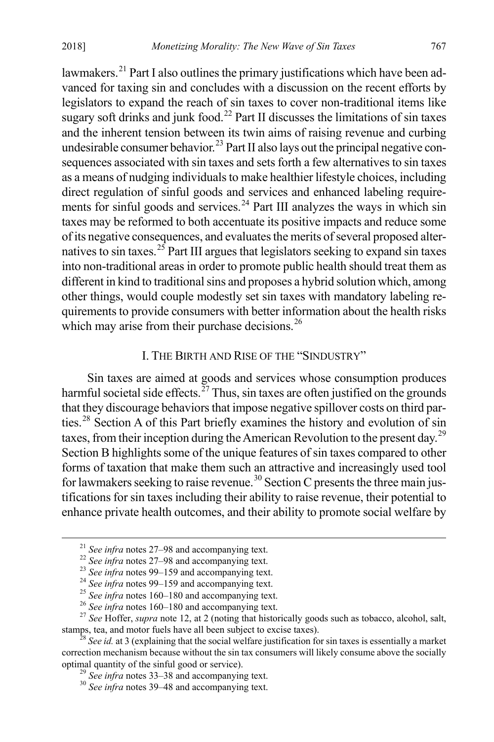lawmakers.[21] Part I also outlines the primary justifications which have been advanced for taxing sin and concludes with a discussion on the recent efforts by legislators to expand the reach of sin taxes to cover non-traditional items like sugary soft drinks and junk food.[22] Part II discusses the limitations of sin taxes and the inherent tension between its twin aims of raising revenue and curbing undesirable consumer behavior.[23] Part II also lays out the principal negative consequences associated with sin taxes and sets forth a few alternatives to sin taxes as a means of nudging individuals to make healthier lifestyle choices, including direct regulation of sinful goods and services and enhanced labeling requirements for sinful goods and services.[24] Part III analyzes the ways in which sin taxes may be reformed to both accentuate its positive impacts and reduce some of its negative consequences, and evaluates the merits of several proposed alternatives to sin taxes.[25] Part III argues that legislators seeking to expand sin taxes into non-traditional areas in order to promote public health should treat them as different in kind to traditional sins and proposes a hybrid solution which, among other things, would couple modestly set sin taxes with mandatory labeling requirements to provide consumers with better information about the health risks which may arise from their purchase decisions.[26]

## I. THE BIRTH AND RISE OF THE "SINDUSTRY"

Sin taxes are aimed at goods and services whose consumption produces harmful societal side effects.[27] Thus, sin taxes are often justified on the grounds that they discourage behaviors that impose negative spillover costs on third parties.[28] Section A of this Part briefly examines the history and evolution of sin taxes, from their inception during the American Revolution to the present day.[29] Section B highlights some of the unique features of sin taxes compared to other forms of taxation that make them such an attractive and increasingly used tool for lawmakers seeking to raise revenue.[30] Section C presents the three main justifications for sin taxes including their ability to raise revenue, their potential to enhance private health outcomes, and their ability to promote social welfare by

---

[21] *See infra* notes 27–98 and accompanying text.

[22] *See infra* notes 27–98 and accompanying text.

[23] *See infra* notes 99–159 and accompanying text.

[24] *See infra* notes 99–159 and accompanying text.

[25] *See infra* notes 160–180 and accompanying text.

[26] *See infra* notes 160–180 and accompanying text.

[27] *See* Hoffer, *supra* note 12, at 2 (noting that historically goods such as tobacco, alcohol, salt, stamps, tea, and motor fuels have all been subject to excise taxes).

[28] *See id.* at 3 (explaining that the social welfare justification for sin taxes is essentially a market correction mechanism because without the sin tax consumers will likely consume above the socially optimal quantity of the sinful good or service).

[29] *See infra* notes 33–38 and accompanying text.

[30] *See infra* notes 39–48 and accompanying text.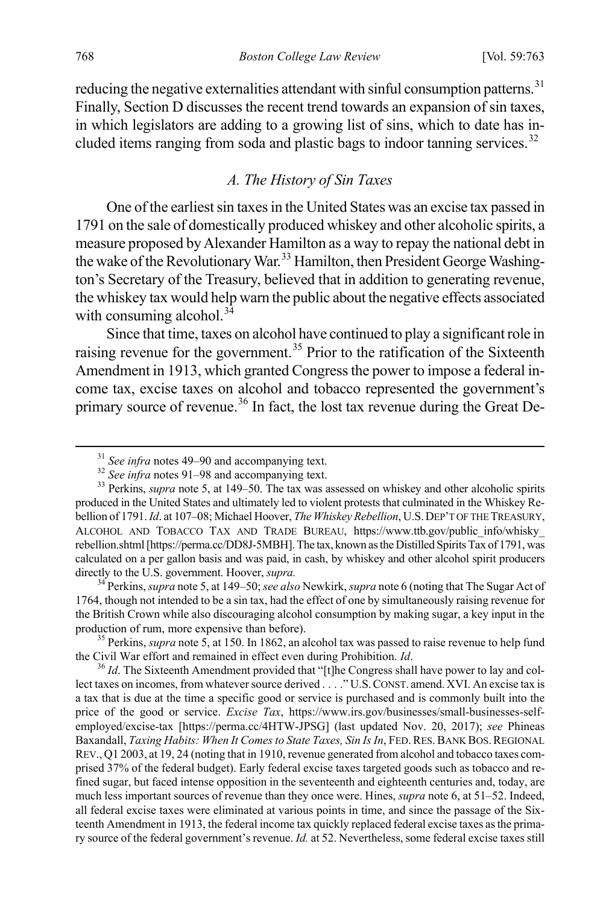reducing the negative externalities attendant with sinful consumption patterns.[31] Finally, Section D discusses the recent trend towards an expansion of sin taxes, in which legislators are adding to a growing list of sins, which to date has included items ranging from soda and plastic bags to indoor tanning services.[32]

### *A. The History of Sin Taxes*

One of the earliest sin taxes in the United States was an excise tax passed in 1791 on the sale of domestically produced whiskey and other alcoholic spirits, a measure proposed by Alexander Hamilton as a way to repay the national debt in the wake of the Revolutionary War.[33] Hamilton, then President George Washington's Secretary of the Treasury, believed that in addition to generating revenue, the whiskey tax would help warn the public about the negative effects associated with consuming alcohol.[34]

Since that time, taxes on alcohol have continued to play a significant role in raising revenue for the government.[35] Prior to the ratification of the Sixteenth Amendment in 1913, which granted Congress the power to impose a federal income tax, excise taxes on alcohol and tobacco represented the government's primary source of revenue.[36] In fact, the lost tax revenue during the Great De-

---

[31] *See infra* notes 49–90 and accompanying text.

[32] *See infra* notes 91–98 and accompanying text.

[33] Perkins, *supra* note 5, at 149–50. The tax was assessed on whiskey and other alcoholic spirits produced in the United States and ultimately led to violent protests that culminated in the Whiskey Rebellion of 1791. *Id*. at 107–08; Michael Hoover, *The Whiskey Rebellion*, U.S. DEP'T OF THE TREASURY, ALCOHOL AND TOBACCO TAX AND TRADE BUREAU, https://www.ttb.gov/public_info/whisky_rebellion.shtml [https://perma.cc/DD8J-5MBH]. The tax, known as the Distilled Spirits Tax of 1791, was calculated on a per gallon basis and was paid, in cash, by whiskey and other alcohol spirit producers directly to the U.S. government. Hoover, *supra.*

[34] Perkins, *supra* note 5, at 149–50; *see also* Newkirk, *supra* note 6 (noting that The Sugar Act of 1764, though not intended to be a sin tax, had the effect of one by simultaneously raising revenue for the British Crown while also discouraging alcohol consumption by making sugar, a key input in the production of rum, more expensive than before).

[35] Perkins, *supra* note 5, at 150. In 1862, an alcohol tax was passed to raise revenue to help fund the Civil War effort and remained in effect even during Prohibition. *Id*.

[36] *Id*. The Sixteenth Amendment provided that "[t]he Congress shall have power to lay and collect taxes on incomes, from whatever source derived . . . ." U.S. CONST. amend. XVI. An excise tax is a tax that is due at the time a specific good or service is purchased and is commonly built into the price of the good or service. *Excise Tax*, https://www.irs.gov/businesses/small-businesses-self-employed/excise-tax [https://perma.cc/4HTW-JPSG] (last updated Nov. 20, 2017); *see* Phineas Baxandall, *Taxing Habits: When It Comes to State Taxes, Sin Is In*, FED. RES. BANK BOS. REGIONAL REV., Q1 2003, at 19, 24 (noting that in 1910, revenue generated from alcohol and tobacco taxes comprised 37% of the federal budget). Early federal excise taxes targeted goods such as tobacco and refined sugar, but faced intense opposition in the seventeenth and eighteenth centuries and, today, are much less important sources of revenue than they once were. Hines, *supra* note 6, at 51–52. Indeed, all federal excise taxes were eliminated at various points in time, and since the passage of the Sixteenth Amendment in 1913, the federal income tax quickly replaced federal excise taxes as the primary source of the federal government's revenue. *Id.* at 52. Nevertheless, some federal excise taxes still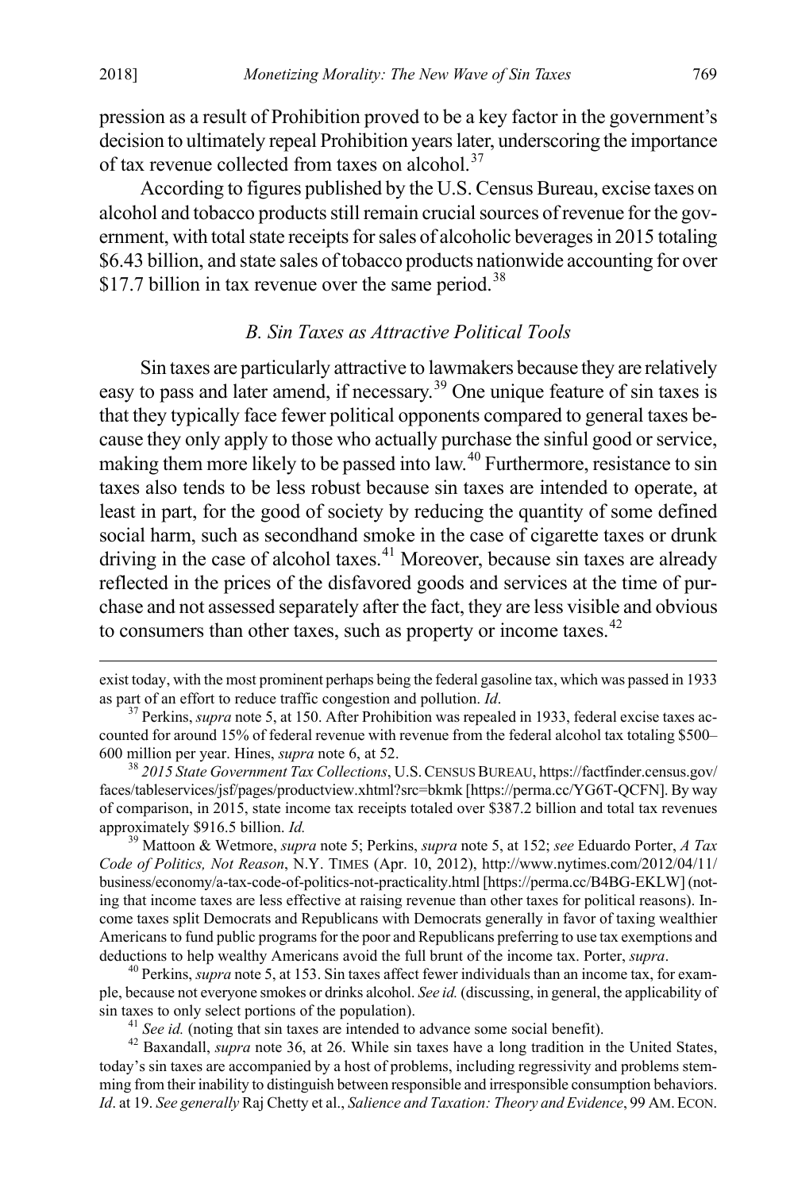pression as a result of Prohibition proved to be a key factor in the government's decision to ultimately repeal Prohibition years later, underscoring the importance of tax revenue collected from taxes on alcohol.[37]

According to figures published by the U.S. Census Bureau, excise taxes on alcohol and tobacco products still remain crucial sources of revenue for the government, with total state receipts for sales of alcoholic beverages in 2015 totaling $6.43 billion, and state sales of tobacco products nationwide accounting for over $17.7 billion in tax revenue over the same period.[38]

### *B. Sin Taxes as Attractive Political Tools*

Sin taxes are particularly attractive to lawmakers because they are relatively easy to pass and later amend, if necessary.[39] One unique feature of sin taxes is that they typically face fewer political opponents compared to general taxes because they only apply to those who actually purchase the sinful good or service, making them more likely to be passed into law.[40] Furthermore, resistance to sin taxes also tends to be less robust because sin taxes are intended to operate, at least in part, for the good of society by reducing the quantity of some defined social harm, such as secondhand smoke in the case of cigarette taxes or drunk driving in the case of alcohol taxes.[41] Moreover, because sin taxes are already reflected in the prices of the disfavored goods and services at the time of purchase and not assessed separately after the fact, they are less visible and obvious to consumers than other taxes, such as property or income taxes.[42]

---

exist today, with the most prominent perhaps being the federal gasoline tax, which was passed in 1933 as part of an effort to reduce traffic congestion and pollution. *Id*.

[37] Perkins, *supra* note 5, at 150. After Prohibition was repealed in 1933, federal excise taxes accounted for around 15% of federal revenue with revenue from the federal alcohol tax totaling $500–600 million per year. Hines, *supra* note 6, at 52.

[38] *2015 State Government Tax Collections*, U.S. CENSUS BUREAU, https://factfinder.census.gov/faces/tableservices/jsf/pages/productview.xhtml?src=bkmk [https://perma.cc/YG6T-QCFN]. By way of comparison, in 2015, state income tax receipts totaled over $387.2 billion and total tax revenues approximately $916.5 billion. *Id.*

[39] Mattoon & Wetmore, *supra* note 5; Perkins, *supra* note 5, at 152; *see* Eduardo Porter, *A Tax Code of Politics, Not Reason*, N.Y. TIMES (Apr. 10, 2012), http://www.nytimes.com/2012/04/11/business/economy/a-tax-code-of-politics-not-practicality.html [https://perma.cc/B4BG-EKLW] (noting that income taxes are less effective at raising revenue than other taxes for political reasons). Income taxes split Democrats and Republicans with Democrats generally in favor of taxing wealthier Americans to fund public programs for the poor and Republicans preferring to use tax exemptions and deductions to help wealthy Americans avoid the full brunt of the income tax. Porter, *supra*.

[40] Perkins, *supra* note 5, at 153. Sin taxes affect fewer individuals than an income tax, for example, because not everyone smokes or drinks alcohol. *See id.* (discussing, in general, the applicability of sin taxes to only select portions of the population).

[41] *See id.* (noting that sin taxes are intended to advance some social benefit).

[42] Baxandall, *supra* note 36, at 26. While sin taxes have a long tradition in the United States, today's sin taxes are accompanied by a host of problems, including regressivity and problems stemming from their inability to distinguish between responsible and irresponsible consumption behaviors. *Id*. at 19. *See generally* Raj Chetty et al., *Salience and Taxation: Theory and Evidence*, 99 AM. ECON.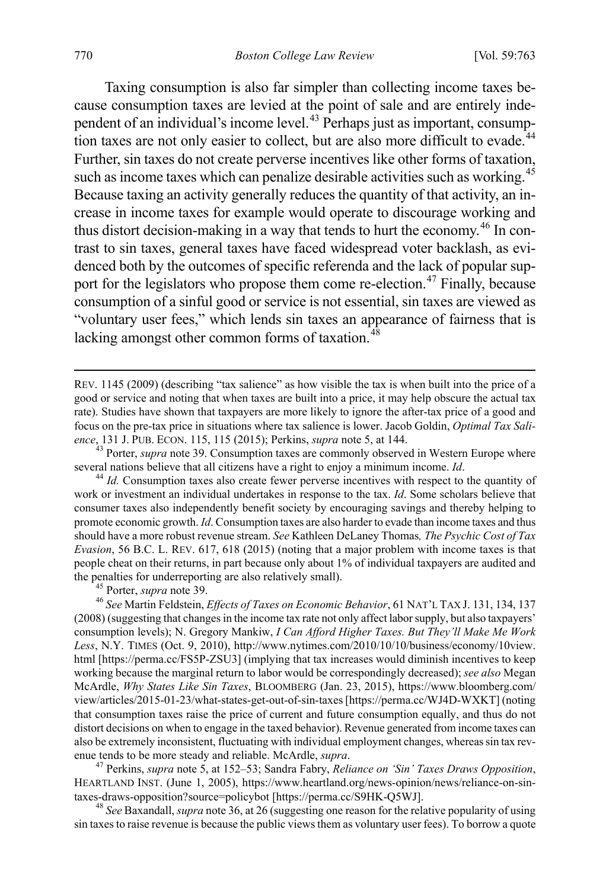Taxing consumption is also far simpler than collecting income taxes because consumption taxes are levied at the point of sale and are entirely independent of an individual's income level.[43] Perhaps just as important, consumption taxes are not only easier to collect, but are also more difficult to evade.[44] Further, sin taxes do not create perverse incentives like other forms of taxation, such as income taxes which can penalize desirable activities such as working.[45] Because taxing an activity generally reduces the quantity of that activity, an increase in income taxes for example would operate to discourage working and thus distort decision-making in a way that tends to hurt the economy.[46] In contrast to sin taxes, general taxes have faced widespread voter backlash, as evidenced both by the outcomes of specific referenda and the lack of popular support for the legislators who propose them come re-election.[47] Finally, because consumption of a sinful good or service is not essential, sin taxes are viewed as "voluntary user fees," which lends sin taxes an appearance of fairness that is lacking amongst other common forms of taxation.[48]

---

REV. 1145 (2009) (describing "tax salience" as how visible the tax is when built into the price of a good or service and noting that when taxes are built into a price, it may help obscure the actual tax rate). Studies have shown that taxpayers are more likely to ignore the after-tax price of a good and focus on the pre-tax price in situations where tax salience is lower. Jacob Goldin, *Optimal Tax Salience*, 131 J. PUB. ECON. 115, 115 (2015); Perkins, *supra* note 5, at 144.

[43] Porter, *supra* note 39. Consumption taxes are commonly observed in Western Europe where several nations believe that all citizens have a right to enjoy a minimum income. *Id*.

[44] *Id.* Consumption taxes also create fewer perverse incentives with respect to the quantity of work or investment an individual undertakes in response to the tax. *Id*. Some scholars believe that consumer taxes also independently benefit society by encouraging savings and thereby helping to promote economic growth. *Id*. Consumption taxes are also harder to evade than income taxes and thus should have a more robust revenue stream. *See* Kathleen DeLaney Thomas*, The Psychic Cost of Tax Evasion*, 56 B.C. L. REV. 617, 618 (2015) (noting that a major problem with income taxes is that people cheat on their returns, in part because only about 1% of individual taxpayers are audited and the penalties for underreporting are also relatively small).

[45] Porter, *supra* note 39.

[46] *See* Martin Feldstein, *Effects of Taxes on Economic Behavior*, 61 NAT'L TAX J. 131, 134, 137 (2008) (suggesting that changes in the income tax rate not only affect labor supply, but also taxpayers' consumption levels); N. Gregory Mankiw, *I Can Afford Higher Taxes. But They'll Make Me Work Less*, N.Y. TIMES (Oct. 9, 2010), http://www.nytimes.com/2010/10/10/business/economy/10view.html [https://perma.cc/FS5P-ZSU3] (implying that tax increases would diminish incentives to keep working because the marginal return to labor would be correspondingly decreased); *see also* Megan McArdle, *Why States Like Sin Taxes*, BLOOMBERG (Jan. 23, 2015), https://www.bloomberg.com/view/articles/2015-01-23/what-states-get-out-of-sin-taxes [https://perma.cc/WJ4D-WXKT] (noting that consumption taxes raise the price of current and future consumption equally, and thus do not distort decisions on when to engage in the taxed behavior). Revenue generated from income taxes can also be extremely inconsistent, fluctuating with individual employment changes, whereas sin tax revenue tends to be more steady and reliable. McArdle, *supra*.

[47] Perkins, *supra* note 5, at 152–53; Sandra Fabry, *Reliance on 'Sin' Taxes Draws Opposition*, HEARTLAND INST. (June 1, 2005), https://www.heartland.org/news-opinion/news/reliance-on-sin-taxes-draws-opposition?source=policybot [https://perma.cc/S9HK-Q5WJ].

[48] *See* Baxandall, *supra* note 36, at 26 (suggesting one reason for the relative popularity of using sin taxes to raise revenue is because the public views them as voluntary user fees). To borrow a quote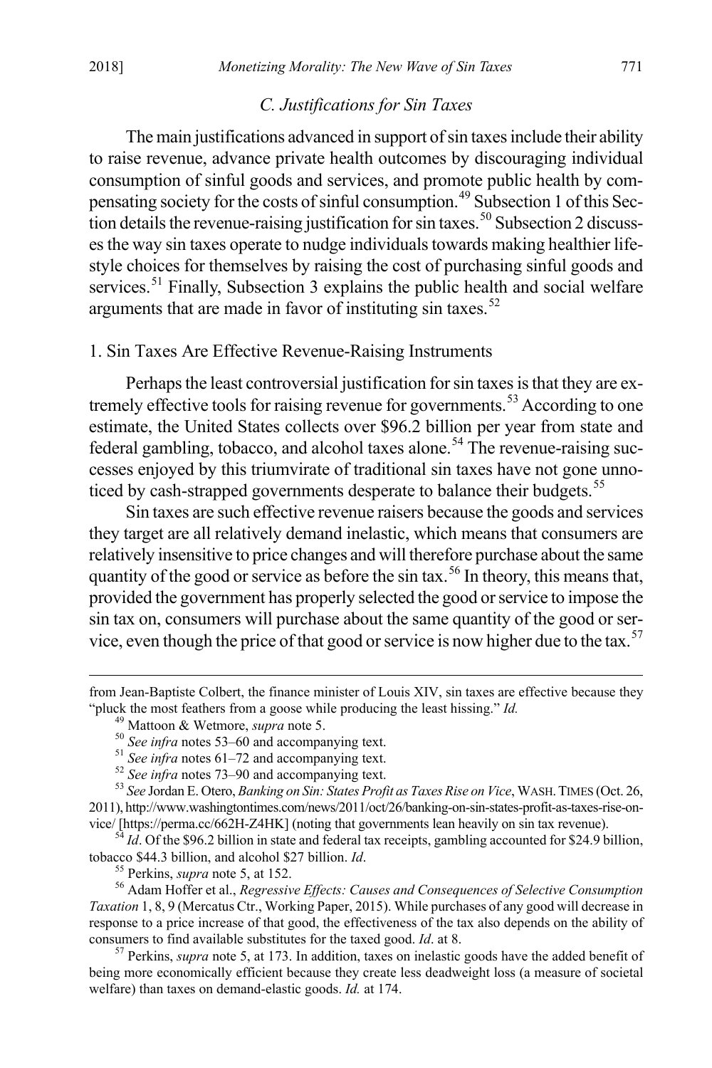### *C. Justifications for Sin Taxes*

The main justifications advanced in support of sin taxes include their ability to raise revenue, advance private health outcomes by discouraging individual consumption of sinful goods and services, and promote public health by compensating society for the costs of sinful consumption.[49] Subsection 1 of this Section details the revenue-raising justification for sin taxes.[50] Subsection 2 discusses the way sin taxes operate to nudge individuals towards making healthier lifestyle choices for themselves by raising the cost of purchasing sinful goods and services.[51] Finally, Subsection 3 explains the public health and social welfare arguments that are made in favor of instituting sin taxes.[52]

#### 1. Sin Taxes Are Effective Revenue-Raising Instruments

Perhaps the least controversial justification for sin taxes is that they are extremely effective tools for raising revenue for governments.[53] According to one estimate, the United States collects over $96.2 billion per year from state and federal gambling, tobacco, and alcohol taxes alone.[54] The revenue-raising successes enjoyed by this triumvirate of traditional sin taxes have not gone unnoticed by cash-strapped governments desperate to balance their budgets.[55]

Sin taxes are such effective revenue raisers because the goods and services they target are all relatively demand inelastic, which means that consumers are relatively insensitive to price changes and will therefore purchase about the same quantity of the good or service as before the sin tax.[56] In theory, this means that, provided the government has properly selected the good or service to impose the sin tax on, consumers will purchase about the same quantity of the good or service, even though the price of that good or service is now higher due to the tax.[57]

---

from Jean-Baptiste Colbert, the finance minister of Louis XIV, sin taxes are effective because they "pluck the most feathers from a goose while producing the least hissing." *Id.*

[49] Mattoon & Wetmore, *supra* note 5.

[50] *See infra* notes 53–60 and accompanying text.

[51] *See infra* notes 61–72 and accompanying text.

[52] *See infra* notes 73–90 and accompanying text.

[53] *See* Jordan E. Otero, *Banking on Sin: States Profit as Taxes Rise on Vice*, WASH. TIMES (Oct. 26, 2011), http://www.washingtontimes.com/news/2011/oct/26/banking-on-sin-states-profit-as-taxes-rise-on-vice/ [https://perma.cc/662H-Z4HK] (noting that governments lean heavily on sin tax revenue).

[54] *Id*. Of the $96.2 billion in state and federal tax receipts, gambling accounted for $24.9 billion, tobacco $44.3 billion, and alcohol $27 billion. *Id*.

[55] Perkins, *supra* note 5, at 152.

[56] Adam Hoffer et al., *Regressive Effects: Causes and Consequences of Selective Consumption Taxation* 1, 8, 9 (Mercatus Ctr., Working Paper, 2015). While purchases of any good will decrease in response to a price increase of that good, the effectiveness of the tax also depends on the ability of consumers to find available substitutes for the taxed good. *Id*. at 8.

[57] Perkins, *supra* note 5, at 173. In addition, taxes on inelastic goods have the added benefit of being more economically efficient because they create less deadweight loss (a measure of societal welfare) than taxes on demand-elastic goods. *Id.* at 174.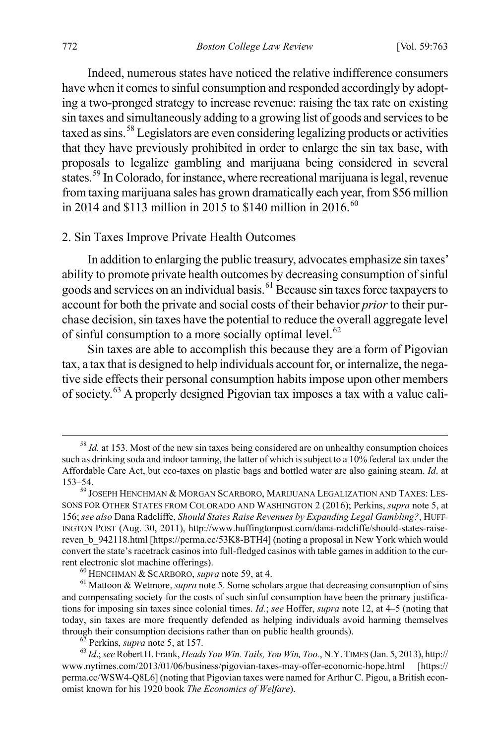Indeed, numerous states have noticed the relative indifference consumers have when it comes to sinful consumption and responded accordingly by adopting a two-pronged strategy to increase revenue: raising the tax rate on existing sin taxes and simultaneously adding to a growing list of goods and services to be taxed as sins.[58] Legislators are even considering legalizing products or activities that they have previously prohibited in order to enlarge the sin tax base, with proposals to legalize gambling and marijuana being considered in several states.[59] In Colorado, for instance, where recreational marijuana is legal, revenue from taxing marijuana sales has grown dramatically each year, from $56 million in 2014 and $113 million in 2015 to $140 million in 2016.[60]

### 2. Sin Taxes Improve Private Health Outcomes

In addition to enlarging the public treasury, advocates emphasize sin taxes' ability to promote private health outcomes by decreasing consumption of sinful goods and services on an individual basis.[61] Because sin taxes force taxpayers to account for both the private and social costs of their behavior *prior* to their purchase decision, sin taxes have the potential to reduce the overall aggregate level of sinful consumption to a more socially optimal level.[62]

Sin taxes are able to accomplish this because they are a form of Pigovian tax, a tax that is designed to help individuals account for, or internalize, the negative side effects their personal consumption habits impose upon other members of society.[63] A properly designed Pigovian tax imposes a tax with a value cali-

---

[58] *Id.* at 153. Most of the new sin taxes being considered are on unhealthy consumption choices such as drinking soda and indoor tanning, the latter of which is subject to a 10% federal tax under the Affordable Care Act, but eco-taxes on plastic bags and bottled water are also gaining steam. *Id*. at 153–54.

[59] JOSEPH HENCHMAN & MORGAN SCARBORO, MARIJUANA LEGALIZATION AND TAXES: LESSONS FOR OTHER STATES FROM COLORADO AND WASHINGTON 2 (2016); Perkins, *supra* note 5, at 156; *see also* Dana Radcliffe, *Should States Raise Revenues by Expanding Legal Gambling?*, HUFFINGTON POST (Aug. 30, 2011), http://www.huffingtonpost.com/dana-radcliffe/should-states-raise-reven_b_942118.html [https://perma.cc/53K8-BTH4] (noting a proposal in New York which would convert the state's racetrack casinos into full-fledged casinos with table games in addition to the current electronic slot machine offerings).

[60] HENCHMAN & SCARBORO, *supra* note 59, at 4.

[61] Mattoon & Wetmore, *supra* note 5. Some scholars argue that decreasing consumption of sins and compensating society for the costs of such sinful consumption have been the primary justifications for imposing sin taxes since colonial times. *Id.*; *see* Hoffer, *supra* note 12, at 4–5 (noting that today, sin taxes are more frequently defended as helping individuals avoid harming themselves through their consumption decisions rather than on public health grounds).

[62] Perkins, *supra* note 5, at 157.

[63] *Id.*; *see* Robert H. Frank, *Heads You Win. Tails, You Win, Too.*, N.Y. TIMES (Jan. 5, 2013), http://www.nytimes.com/2013/01/06/business/pigovian-taxes-may-offer-economic-hope.html [https://perma.cc/WSW4-Q8L6] (noting that Pigovian taxes were named for Arthur C. Pigou, a British economist known for his 1920 book *The Economics of Welfare*).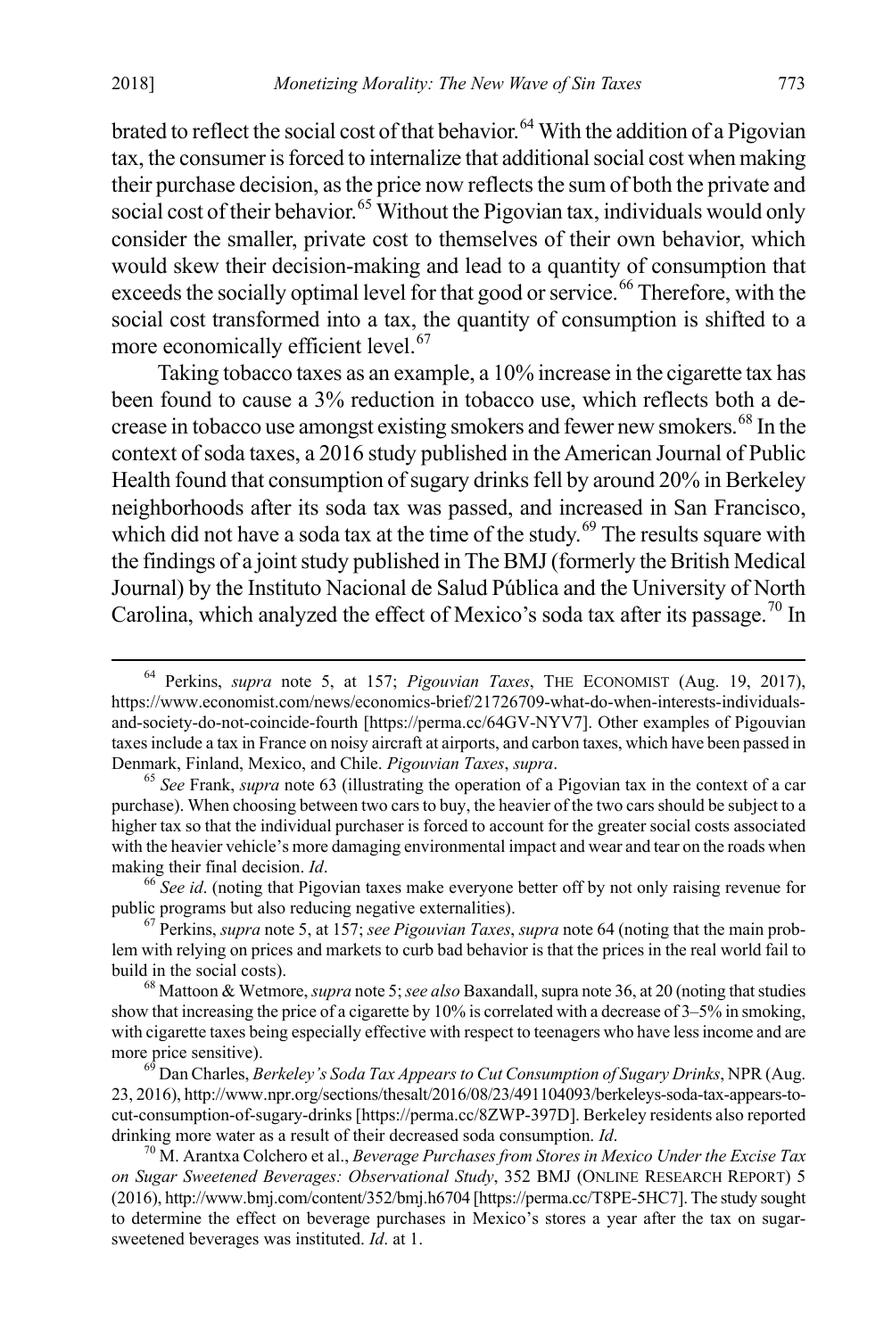brated to reflect the social cost of that behavior.[64] With the addition of a Pigovian tax, the consumer is forced to internalize that additional social cost when making their purchase decision, as the price now reflects the sum of both the private and social cost of their behavior.[65] Without the Pigovian tax, individuals would only consider the smaller, private cost to themselves of their own behavior, which would skew their decision-making and lead to a quantity of consumption that exceeds the socially optimal level for that good or service.[66] Therefore, with the social cost transformed into a tax, the quantity of consumption is shifted to a more economically efficient level.[67]

Taking tobacco taxes as an example, a 10% increase in the cigarette tax has been found to cause a 3% reduction in tobacco use, which reflects both a decrease in tobacco use amongst existing smokers and fewer new smokers.[68] In the context of soda taxes, a 2016 study published in the American Journal of Public Health found that consumption of sugary drinks fell by around 20% in Berkeley neighborhoods after its soda tax was passed, and increased in San Francisco, which did not have a soda tax at the time of the study.[69] The results square with the findings of a joint study published in The BMJ (formerly the British Medical Journal) by the Instituto Nacional de Salud Pública and the University of North Carolina, which analyzed the effect of Mexico's soda tax after its passage.[70] In

---

[64] Perkins, *supra* note 5, at 157; *Pigouvian Taxes*, THE ECONOMIST (Aug. 19, 2017), https://www.economist.com/news/economics-brief/21726709-what-do-when-interests-individuals-and-society-do-not-coincide-fourth [https://perma.cc/64GV-NYV7]. Other examples of Pigouvian taxes include a tax in France on noisy aircraft at airports, and carbon taxes, which have been passed in Denmark, Finland, Mexico, and Chile. *Pigouvian Taxes*, *supra*.

[65] *See* Frank, *supra* note 63 (illustrating the operation of a Pigovian tax in the context of a car purchase). When choosing between two cars to buy, the heavier of the two cars should be subject to a higher tax so that the individual purchaser is forced to account for the greater social costs associated with the heavier vehicle's more damaging environmental impact and wear and tear on the roads when making their final decision. *Id*.

[66] *See id*. (noting that Pigovian taxes make everyone better off by not only raising revenue for public programs but also reducing negative externalities).

[67] Perkins, *supra* note 5, at 157; *see Pigouvian Taxes*, *supra* note 64 (noting that the main problem with relying on prices and markets to curb bad behavior is that the prices in the real world fail to build in the social costs).

[68] Mattoon & Wetmore, *supra* note 5; *see also* Baxandall, supra note 36, at 20 (noting that studies show that increasing the price of a cigarette by 10% is correlated with a decrease of 3–5% in smoking, with cigarette taxes being especially effective with respect to teenagers who have less income and are more price sensitive).

[69] Dan Charles, *Berkeley's Soda Tax Appears to Cut Consumption of Sugary Drinks*, NPR (Aug. 23, 2016), http://www.npr.org/sections/thesalt/2016/08/23/491104093/berkeleys-soda-tax-appears-to-cut-consumption-of-sugary-drinks [https://perma.cc/8ZWP-397D]. Berkeley residents also reported drinking more water as a result of their decreased soda consumption. *Id*.

[70] M. Arantxa Colchero et al., *Beverage Purchases from Stores in Mexico Under the Excise Tax on Sugar Sweetened Beverages: Observational Study*, 352 BMJ (ONLINE RESEARCH REPORT) 5 (2016), http://www.bmj.com/content/352/bmj.h6704 [https://perma.cc/T8PE-5HC7]. The study sought to determine the effect on beverage purchases in Mexico's stores a year after the tax on sugar-sweetened beverages was instituted. *Id*. at 1.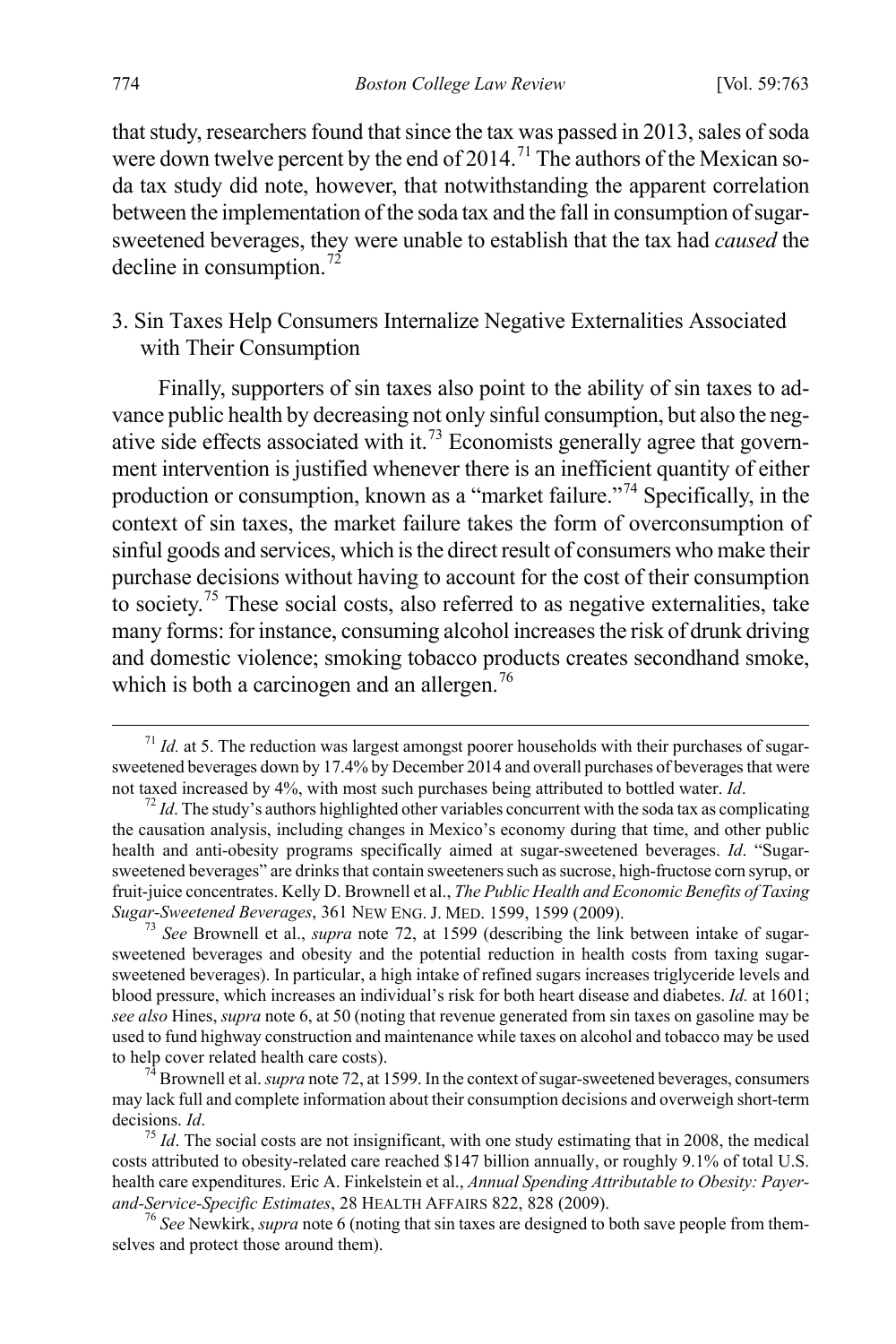that study, researchers found that since the tax was passed in 2013, sales of soda were down twelve percent by the end of 2014.[71] The authors of the Mexican soda tax study did note, however, that notwithstanding the apparent correlation between the implementation of the soda tax and the fall in consumption of sugar-sweetened beverages, they were unable to establish that the tax had *caused* the decline in consumption.[72]

### 3. Sin Taxes Help Consumers Internalize Negative Externalities Associated with Their Consumption

Finally, supporters of sin taxes also point to the ability of sin taxes to advance public health by decreasing not only sinful consumption, but also the negative side effects associated with it.[73] Economists generally agree that government intervention is justified whenever there is an inefficient quantity of either production or consumption, known as a "market failure."[74] Specifically, in the context of sin taxes, the market failure takes the form of overconsumption of sinful goods and services, which is the direct result of consumers who make their purchase decisions without having to account for the cost of their consumption to society.[75] These social costs, also referred to as negative externalities, take many forms: for instance, consuming alcohol increases the risk of drunk driving and domestic violence; smoking tobacco products creates secondhand smoke, which is both a carcinogen and an allergen.[76]

---

[71] *Id.* at 5. The reduction was largest amongst poorer households with their purchases of sugar-sweetened beverages down by 17.4% by December 2014 and overall purchases of beverages that were not taxed increased by 4%, with most such purchases being attributed to bottled water. *Id*.

[72] *Id*. The study's authors highlighted other variables concurrent with the soda tax as complicating the causation analysis, including changes in Mexico's economy during that time, and other public health and anti-obesity programs specifically aimed at sugar-sweetened beverages. *Id*. "Sugar-sweetened beverages" are drinks that contain sweeteners such as sucrose, high-fructose corn syrup, or fruit-juice concentrates. Kelly D. Brownell et al., *The Public Health and Economic Benefits of Taxing Sugar-Sweetened Beverages*, 361 NEW ENG. J. MED. 1599, 1599 (2009).

[73] *See* Brownell et al., *supra* note 72, at 1599 (describing the link between intake of sugar-sweetened beverages and obesity and the potential reduction in health costs from taxing sugar-sweetened beverages). In particular, a high intake of refined sugars increases triglyceride levels and blood pressure, which increases an individual's risk for both heart disease and diabetes. *Id.* at 1601; *see also* Hines, *supra* note 6, at 50 (noting that revenue generated from sin taxes on gasoline may be used to fund highway construction and maintenance while taxes on alcohol and tobacco may be used to help cover related health care costs).

[74] Brownell et al. *supra* note 72, at 1599. In the context of sugar-sweetened beverages, consumers may lack full and complete information about their consumption decisions and overweigh short-term decisions. *Id*.

[75] *Id*. The social costs are not insignificant, with one study estimating that in 2008, the medical costs attributed to obesity-related care reached $147 billion annually, or roughly 9.1% of total U.S. health care expenditures. Eric A. Finkelstein et al., *Annual Spending Attributable to Obesity: Payer-and-Service-Specific Estimates*, 28 HEALTH AFFAIRS 822, 828 (2009).

[76] *See* Newkirk, *supra* note 6 (noting that sin taxes are designed to both save people from themselves and protect those around them).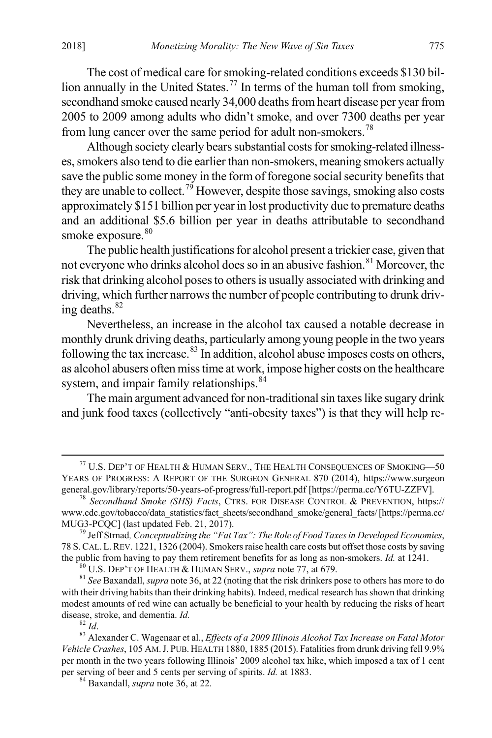The cost of medical care for smoking-related conditions exceeds $130 billion annually in the United States.[77] In terms of the human toll from smoking, secondhand smoke caused nearly 34,000 deaths from heart disease per year from 2005 to 2009 among adults who didn't smoke, and over 7300 deaths per year from lung cancer over the same period for adult non-smokers.[78]

Although society clearly bears substantial costs for smoking-related illnesses, smokers also tend to die earlier than non-smokers, meaning smokers actually save the public some money in the form of foregone social security benefits that they are unable to collect.[79] However, despite those savings, smoking also costs approximately $151 billion per year in lost productivity due to premature deaths and an additional $5.6 billion per year in deaths attributable to secondhand smoke exposure.[80]

The public health justifications for alcohol present a trickier case, given that not everyone who drinks alcohol does so in an abusive fashion.[81] Moreover, the risk that drinking alcohol poses to others is usually associated with drinking and driving, which further narrows the number of people contributing to drunk driving deaths.[82]

Nevertheless, an increase in the alcohol tax caused a notable decrease in monthly drunk driving deaths, particularly among young people in the two years following the tax increase.[83] In addition, alcohol abuse imposes costs on others, as alcohol abusers often miss time at work, impose higher costs on the healthcare system, and impair family relationships.[84]

The main argument advanced for non-traditional sin taxes like sugary drink and junk food taxes (collectively "anti-obesity taxes") is that they will help re-

---

[77] U.S. DEP'T OF HEALTH & HUMAN SERV., THE HEALTH CONSEQUENCES OF SMOKING—50 YEARS OF PROGRESS: A REPORT OF THE SURGEON GENERAL 870 (2014), https://www.surgeongeneral.gov/library/reports/50-years-of-progress/full-report.pdf [https://perma.cc/Y6TU-ZZFV].

[78] *Secondhand Smoke (SHS) Facts*, CTRS. FOR DISEASE CONTROL & PREVENTION, https://www.cdc.gov/tobacco/data_statistics/fact_sheets/secondhand_smoke/general_facts/ [https://perma.cc/MUG3-PCQC] (last updated Feb. 21, 2017).

[79] Jeff Strnad, *Conceptualizing the "Fat Tax": The Role of Food Taxes in Developed Economies*, 78 S. CAL. L. REV. 1221, 1326 (2004). Smokers raise health care costs but offset those costs by saving the public from having to pay them retirement benefits for as long as non-smokers. *Id.* at 1241.

[80] U.S. DEP'T OF HEALTH & HUMAN SERV., *supra* note 77, at 679.

[81] *See* Baxandall, *supra* note 36, at 22 (noting that the risk drinkers pose to others has more to do with their driving habits than their drinking habits). Indeed, medical research has shown that drinking modest amounts of red wine can actually be beneficial to your health by reducing the risks of heart disease, stroke, and dementia. *Id.*

[82] *Id*.

[83] Alexander C. Wagenaar et al., *Effects of a 2009 Illinois Alcohol Tax Increase on Fatal Motor Vehicle Crashes*, 105 AM. J. PUB. HEALTH 1880, 1885 (2015). Fatalities from drunk driving fell 9.9% per month in the two years following Illinois' 2009 alcohol tax hike, which imposed a tax of 1 cent per serving of beer and 5 cents per serving of spirits. *Id.* at 1883.

[84] Baxandall, *supra* note 36, at 22.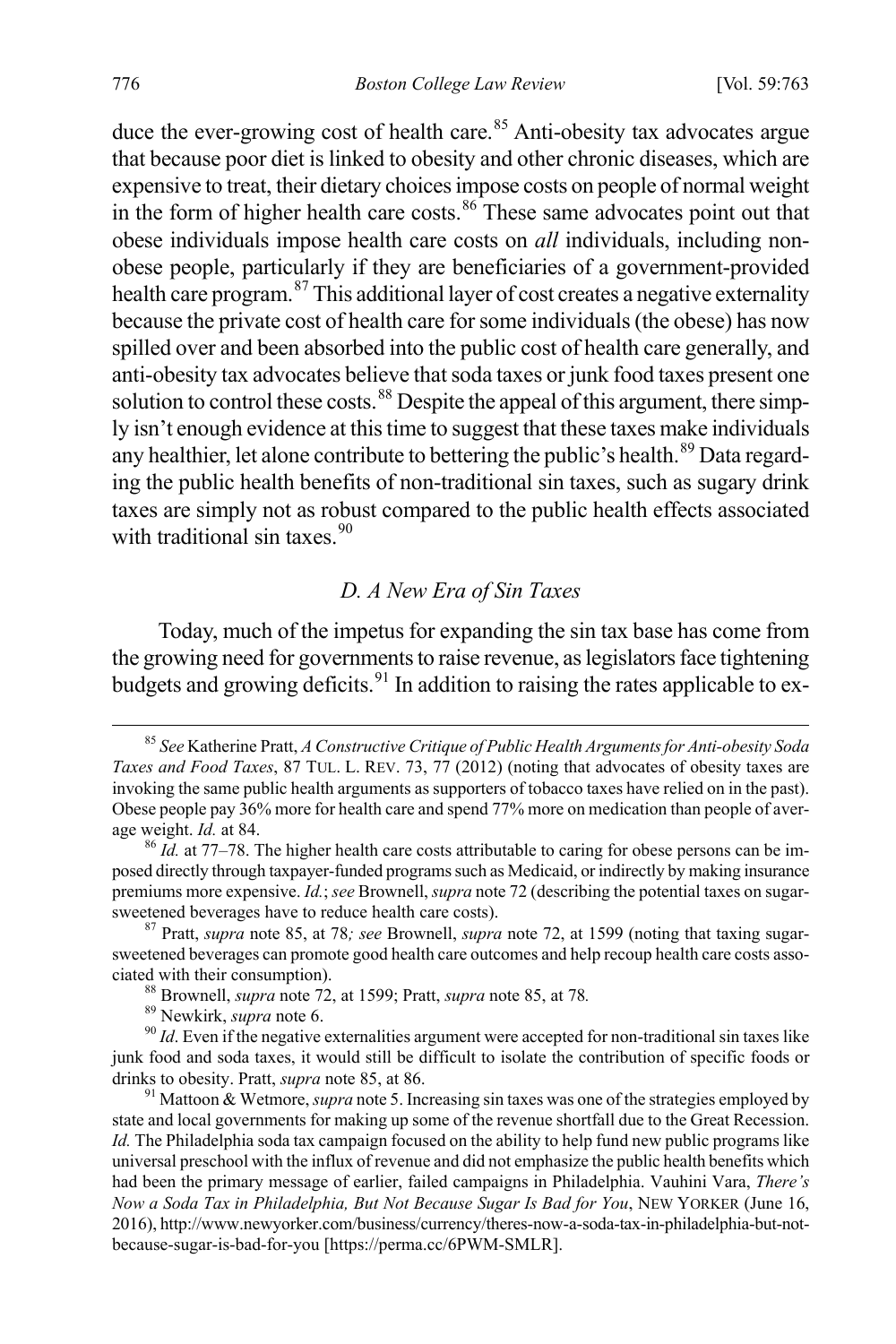duce the ever-growing cost of health care.[85] Anti-obesity tax advocates argue that because poor diet is linked to obesity and other chronic diseases, which are expensive to treat, their dietary choices impose costs on people of normal weight in the form of higher health care costs.[86] These same advocates point out that obese individuals impose health care costs on *all* individuals, including non-obese people, particularly if they are beneficiaries of a government-provided health care program.[87] This additional layer of cost creates a negative externality because the private cost of health care for some individuals (the obese) has now spilled over and been absorbed into the public cost of health care generally, and anti-obesity tax advocates believe that soda taxes or junk food taxes present one solution to control these costs.[88] Despite the appeal of this argument, there simply isn't enough evidence at this time to suggest that these taxes make individuals any healthier, let alone contribute to bettering the public's health.[89] Data regarding the public health benefits of non-traditional sin taxes, such as sugary drink taxes are simply not as robust compared to the public health effects associated with traditional sin taxes.[90]

### *D. A New Era of Sin Taxes*

Today, much of the impetus for expanding the sin tax base has come from the growing need for governments to raise revenue, as legislators face tightening budgets and growing deficits.[91] In addition to raising the rates applicable to ex-

---

[85] *See* Katherine Pratt, *A Constructive Critique of Public Health Arguments for Anti-obesity Soda Taxes and Food Taxes*, 87 TUL. L. REV. 73, 77 (2012) (noting that advocates of obesity taxes are invoking the same public health arguments as supporters of tobacco taxes have relied on in the past). Obese people pay 36% more for health care and spend 77% more on medication than people of average weight. *Id.* at 84.

[86] *Id.* at 77–78. The higher health care costs attributable to caring for obese persons can be imposed directly through taxpayer-funded programs such as Medicaid, or indirectly by making insurance premiums more expensive. *Id.*; *see* Brownell, *supra* note 72 (describing the potential taxes on sugar-sweetened beverages have to reduce health care costs).

[87] Pratt, *supra* note 85, at 78*; see* Brownell, *supra* note 72, at 1599 (noting that taxing sugar-sweetened beverages can promote good health care outcomes and help recoup health care costs associated with their consumption).

[88] Brownell, *supra* note 72, at 1599; Pratt, *supra* note 85, at 78*.*

[89] Newkirk, *supra* note 6.

[90] *Id*. Even if the negative externalities argument were accepted for non-traditional sin taxes like junk food and soda taxes, it would still be difficult to isolate the contribution of specific foods or drinks to obesity. Pratt, *supra* note 85, at 86.

[91] Mattoon & Wetmore, *supra* note 5. Increasing sin taxes was one of the strategies employed by state and local governments for making up some of the revenue shortfall due to the Great Recession. *Id.* The Philadelphia soda tax campaign focused on the ability to help fund new public programs like universal preschool with the influx of revenue and did not emphasize the public health benefits which had been the primary message of earlier, failed campaigns in Philadelphia. Vauhini Vara, *There's Now a Soda Tax in Philadelphia, But Not Because Sugar Is Bad for You*, NEW YORKER (June 16, 2016), http://www.newyorker.com/business/currency/theres-now-a-soda-tax-in-philadelphia-but-not-because-sugar-is-bad-for-you [https://perma.cc/6PWM-SMLR].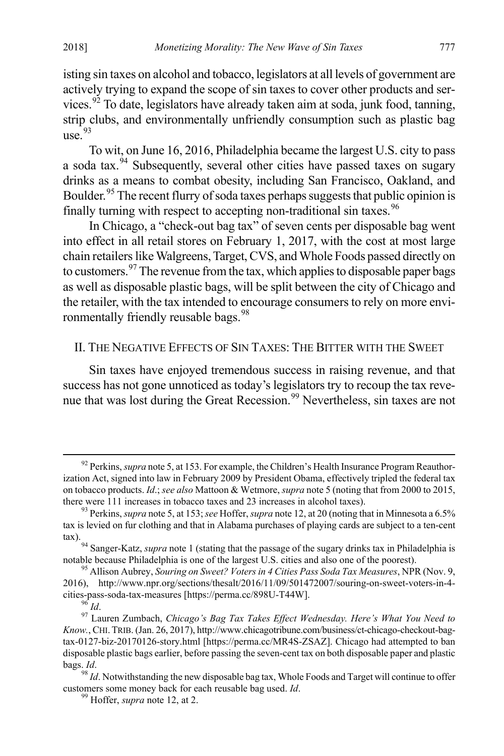isting sin taxes on alcohol and tobacco, legislators at all levels of government are actively trying to expand the scope of sin taxes to cover other products and services.[92] To date, legislators have already taken aim at soda, junk food, tanning, strip clubs, and environmentally unfriendly consumption such as plastic bag use.[93]

To wit, on June 16, 2016, Philadelphia became the largest U.S. city to pass a soda tax.[94] Subsequently, several other cities have passed taxes on sugary drinks as a means to combat obesity, including San Francisco, Oakland, and Boulder.[95] The recent flurry of soda taxes perhaps suggests that public opinion is finally turning with respect to accepting non-traditional sin taxes.[96]

In Chicago, a "check-out bag tax" of seven cents per disposable bag went into effect in all retail stores on February 1, 2017, with the cost at most large chain retailers like Walgreens, Target, CVS, and Whole Foods passed directly on to customers.[97] The revenue from the tax, which applies to disposable paper bags as well as disposable plastic bags, will be split between the city of Chicago and the retailer, with the tax intended to encourage consumers to rely on more environmentally friendly reusable bags.[98]

## II. THE NEGATIVE EFFECTS OF SIN TAXES: THE BITTER WITH THE SWEET

Sin taxes have enjoyed tremendous success in raising revenue, and that success has not gone unnoticed as today's legislators try to recoup the tax revenue that was lost during the Great Recession.[99] Nevertheless, sin taxes are not

---

[92] Perkins, *supra* note 5, at 153. For example, the Children's Health Insurance Program Reauthorization Act, signed into law in February 2009 by President Obama, effectively tripled the federal tax on tobacco products. *Id*.; *see also* Mattoon & Wetmore, *supra* note 5 (noting that from 2000 to 2015, there were 111 increases in tobacco taxes and 23 increases in alcohol taxes).

[93] Perkins, *supra* note 5, at 153; *see* Hoffer, *supra* note 12, at 20 (noting that in Minnesota a 6.5% tax is levied on fur clothing and that in Alabama purchases of playing cards are subject to a ten-cent tax).

[94] Sanger-Katz, *supra* note 1 (stating that the passage of the sugary drinks tax in Philadelphia is notable because Philadelphia is one of the largest U.S. cities and also one of the poorest).

[95] Allison Aubrey, *Souring on Sweet? Voters in 4 Cities Pass Soda Tax Measures*, NPR (Nov. 9, 2016), http://www.npr.org/sections/thesalt/2016/11/09/501472007/souring-on-sweet-voters-in-4-cities-pass-soda-tax-measures [https://perma.cc/898U-T44W].

[96] *Id*.

[97] Lauren Zumbach, *Chicago's Bag Tax Takes Effect Wednesday. Here's What You Need to Know.*, CHI. TRIB. (Jan. 26, 2017), http://www.chicagotribune.com/business/ct-chicago-checkout-bag-tax-0127-biz-20170126-story.html [https://perma.cc/MR4S-ZSAZ]. Chicago had attempted to ban disposable plastic bags earlier, before passing the seven-cent tax on both disposable paper and plastic bags. *Id*.

[98] *Id*. Notwithstanding the new disposable bag tax, Whole Foods and Target will continue to offer customers some money back for each reusable bag used. *Id*.

[99] Hoffer, *supra* note 12, at 2.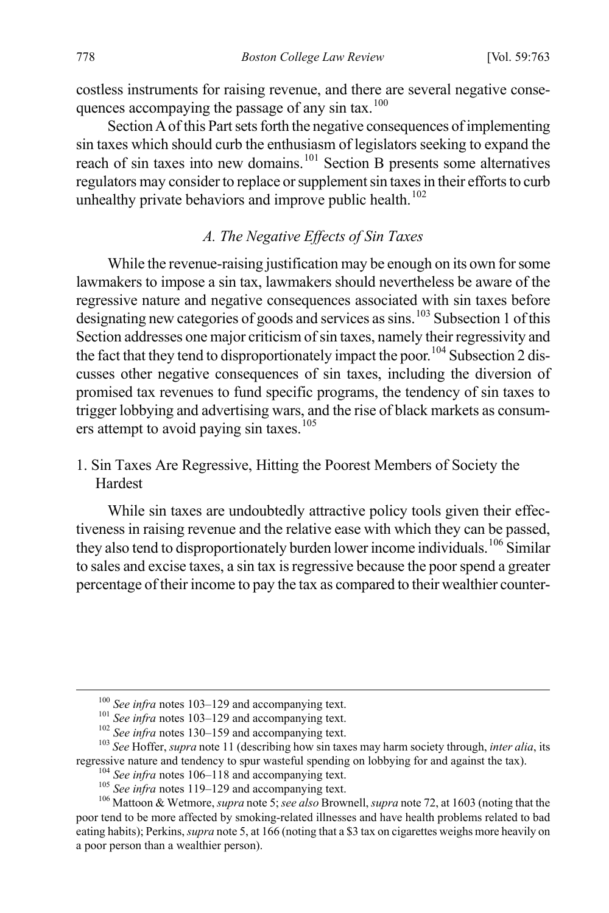costless instruments for raising revenue, and there are several negative consequences accompanying the passage of any sin tax.[100]

Section A of this Part sets forth the negative consequences of implementing sin taxes which should curb the enthusiasm of legislators seeking to expand the reach of sin taxes into new domains.[101] Section B presents some alternatives regulators may consider to replace or supplement sin taxes in their efforts to curb unhealthy private behaviors and improve public health.[102]

### *A. The Negative Effects of Sin Taxes*

While the revenue-raising justification may be enough on its own for some lawmakers to impose a sin tax, lawmakers should nevertheless be aware of the regressive nature and negative consequences associated with sin taxes before designating new categories of goods and services as sins.[103] Subsection 1 of this Section addresses one major criticism of sin taxes, namely their regressivity and the fact that they tend to disproportionately impact the poor.[104] Subsection 2 discusses other negative consequences of sin taxes, including the diversion of promised tax revenues to fund specific programs, the tendency of sin taxes to trigger lobbying and advertising wars, and the rise of black markets as consumers attempt to avoid paying sin taxes.[105]

#### 1. Sin Taxes Are Regressive, Hitting the Poorest Members of Society the Hardest

While sin taxes are undoubtedly attractive policy tools given their effectiveness in raising revenue and the relative ease with which they can be passed, they also tend to disproportionately burden lower income individuals.[106] Similar to sales and excise taxes, a sin tax is regressive because the poor spend a greater percentage of their income to pay the tax as compared to their wealthier counter-

---

[100] *See infra* notes 103–129 and accompanying text.

[101] *See infra* notes 103–129 and accompanying text.

[102] *See infra* notes 130–159 and accompanying text.

[103] *See* Hoffer, *supra* note 11 (describing how sin taxes may harm society through, *inter alia*, its regressive nature and tendency to spur wasteful spending on lobbying for and against the tax).

[104] *See infra* notes 106–118 and accompanying text.

[105] *See infra* notes 119–129 and accompanying text.

[106] Mattoon & Wetmore, *supra* note 5; *see also* Brownell, *supra* note 72, at 1603 (noting that the poor tend to be more affected by smoking-related illnesses and have health problems related to bad eating habits); Perkins, *supra* note 5, at 166 (noting that a $3 tax on cigarettes weighs more heavily on a poor person than a wealthier person).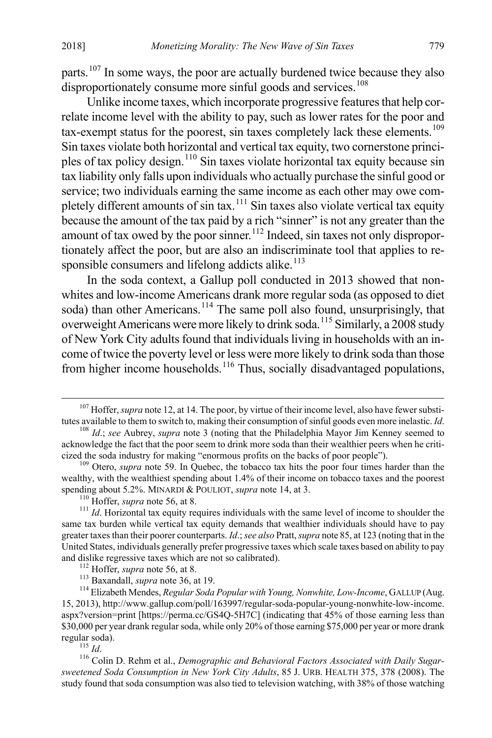parts.[107] In some ways, the poor are actually burdened twice because they also disproportionately consume more sinful goods and services.[108]

Unlike income taxes, which incorporate progressive features that help correlate income level with the ability to pay, such as lower rates for the poor and tax-exempt status for the poorest, sin taxes completely lack these elements.[109] Sin taxes violate both horizontal and vertical tax equity, two cornerstone principles of tax policy design.[110] Sin taxes violate horizontal tax equity because sin tax liability only falls upon individuals who actually purchase the sinful good or service; two individuals earning the same income as each other may owe completely different amounts of sin tax.[111] Sin taxes also violate vertical tax equity because the amount of the tax paid by a rich "sinner" is not any greater than the amount of tax owed by the poor sinner.[112] Indeed, sin taxes not only disproportionately affect the poor, but are also an indiscriminate tool that applies to responsible consumers and lifelong addicts alike.[113]

In the soda context, a Gallup poll conducted in 2013 showed that nonwhites and low-income Americans drank more regular soda (as opposed to diet soda) than other Americans.[114] The same poll also found, unsurprisingly, that overweight Americans were more likely to drink soda.[115] Similarly, a 2008 study of New York City adults found that individuals living in households with an income of twice the poverty level or less were more likely to drink soda than those from higher income households.[116] Thus, socially disadvantaged populations,

---

[107] Hoffer, *supra* note 12, at 14. The poor, by virtue of their income level, also have fewer substitutes available to them to switch to, making their consumption of sinful goods even more inelastic. *Id*.

[108] *Id*.; *see* Aubrey, *supra* note 3 (noting that the Philadelphia Mayor Jim Kenney seemed to acknowledge the fact that the poor seem to drink more soda than their wealthier peers when he criticized the soda industry for making "enormous profits on the backs of poor people").

[109] Otero, *supra* note 59. In Quebec, the tobacco tax hits the poor four times harder than the wealthy, with the wealthiest spending about 1.4% of their income on tobacco taxes and the poorest spending about 5.2%. MINARDI & POULIOT, *supra* note 14, at 3.

[110] Hoffer, *supra* note 56, at 8.

[111] *Id*. Horizontal tax equity requires individuals with the same level of income to shoulder the same tax burden while vertical tax equity demands that wealthier individuals should have to pay greater taxes than their poorer counterparts. *Id*.; *see also* Pratt, *supra* note 85, at 123 (noting that in the United States, individuals generally prefer progressive taxes which scale taxes based on ability to pay and dislike regressive taxes which are not so calibrated).

[112] Hoffer, *supra* note 56, at 8.

[113] Baxandall, *supra* note 36, at 19.

[114] Elizabeth Mendes, *Regular Soda Popular with Young, Nonwhite, Low-Income*, GALLUP (Aug. 15, 2013), http://www.gallup.com/poll/163997/regular-soda-popular-young-nonwhite-low-income.aspx?version=print [https://perma.cc/GS4Q-5H7C] (indicating that 45% of those earning less than $30,000 per year drank regular soda, while only 20% of those earning $75,000 per year or more drank regular soda).

[115] *Id*.

[116] Colin D. Rehm et al., *Demographic and Behavioral Factors Associated with Daily Sugar-sweetened Soda Consumption in New York City Adults*, 85 J. URB. HEALTH 375, 378 (2008). The study found that soda consumption was also tied to television watching, with 38% of those watching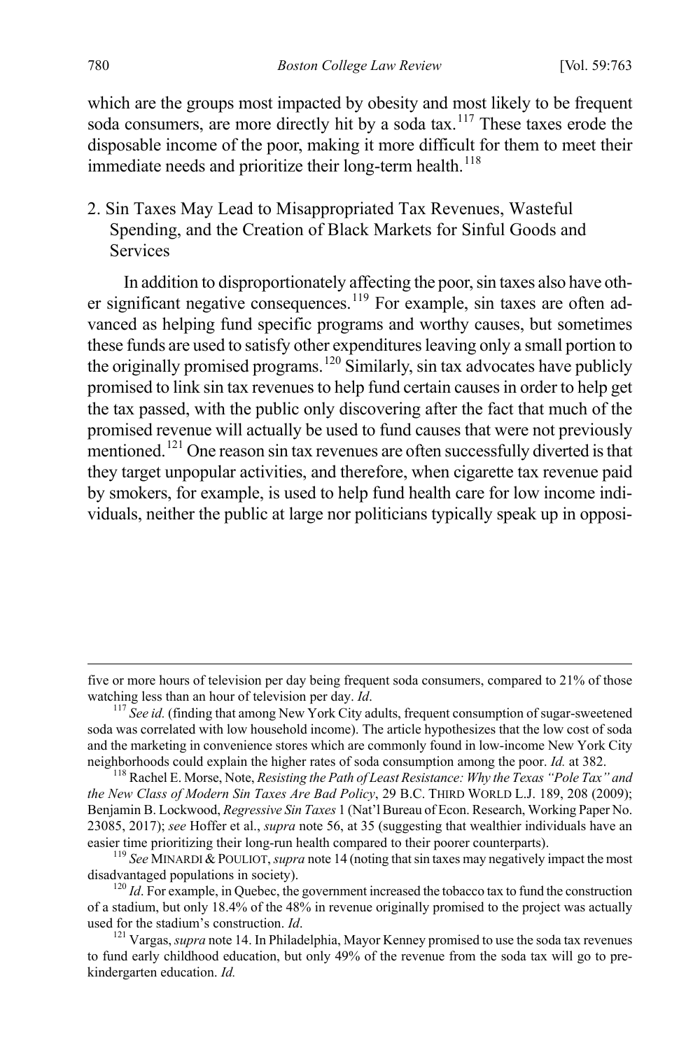which are the groups most impacted by obesity and most likely to be frequent soda consumers, are more directly hit by a soda tax.[117] These taxes erode the disposable income of the poor, making it more difficult for them to meet their immediate needs and prioritize their long-term health.[118]

### 2. Sin Taxes May Lead to Misappropriated Tax Revenues, Wasteful Spending, and the Creation of Black Markets for Sinful Goods and Services

In addition to disproportionately affecting the poor, sin taxes also have other significant negative consequences.[119] For example, sin taxes are often advanced as helping fund specific programs and worthy causes, but sometimes these funds are used to satisfy other expenditures leaving only a small portion to the originally promised programs.[120] Similarly, sin tax advocates have publicly promised to link sin tax revenues to help fund certain causes in order to help get the tax passed, with the public only discovering after the fact that much of the promised revenue will actually be used to fund causes that were not previously mentioned.[121] One reason sin tax revenues are often successfully diverted is that they target unpopular activities, and therefore, when cigarette tax revenue paid by smokers, for example, is used to help fund health care for low income individuals, neither the public at large nor politicians typically speak up in opposi-

---

five or more hours of television per day being frequent soda consumers, compared to 21% of those watching less than an hour of television per day. *Id*.

[117] *See id.* (finding that among New York City adults, frequent consumption of sugar-sweetened soda was correlated with low household income). The article hypothesizes that the low cost of soda and the marketing in convenience stores which are commonly found in low-income New York City neighborhoods could explain the higher rates of soda consumption among the poor. *Id.* at 382.

[118] Rachel E. Morse, Note, *Resisting the Path of Least Resistance: Why the Texas "Pole Tax" and the New Class of Modern Sin Taxes Are Bad Policy*, 29 B.C. THIRD WORLD L.J. 189, 208 (2009); Benjamin B. Lockwood, *Regressive Sin Taxes* 1 (Nat'l Bureau of Econ. Research, Working Paper No. 23085, 2017); *see* Hoffer et al., *supra* note 56, at 35 (suggesting that wealthier individuals have an easier time prioritizing their long-run health compared to their poorer counterparts).

[119] *See* MINARDI & POULIOT, *supra* note 14 (noting that sin taxes may negatively impact the most disadvantaged populations in society).

[120] *Id*. For example, in Quebec, the government increased the tobacco tax to fund the construction of a stadium, but only 18.4% of the 48% in revenue originally promised to the project was actually used for the stadium's construction. *Id*.

[121] Vargas, *supra* note 14. In Philadelphia, Mayor Kenney promised to use the soda tax revenues to fund early childhood education, but only 49% of the revenue from the soda tax will go to pre-kindergarten education. *Id.*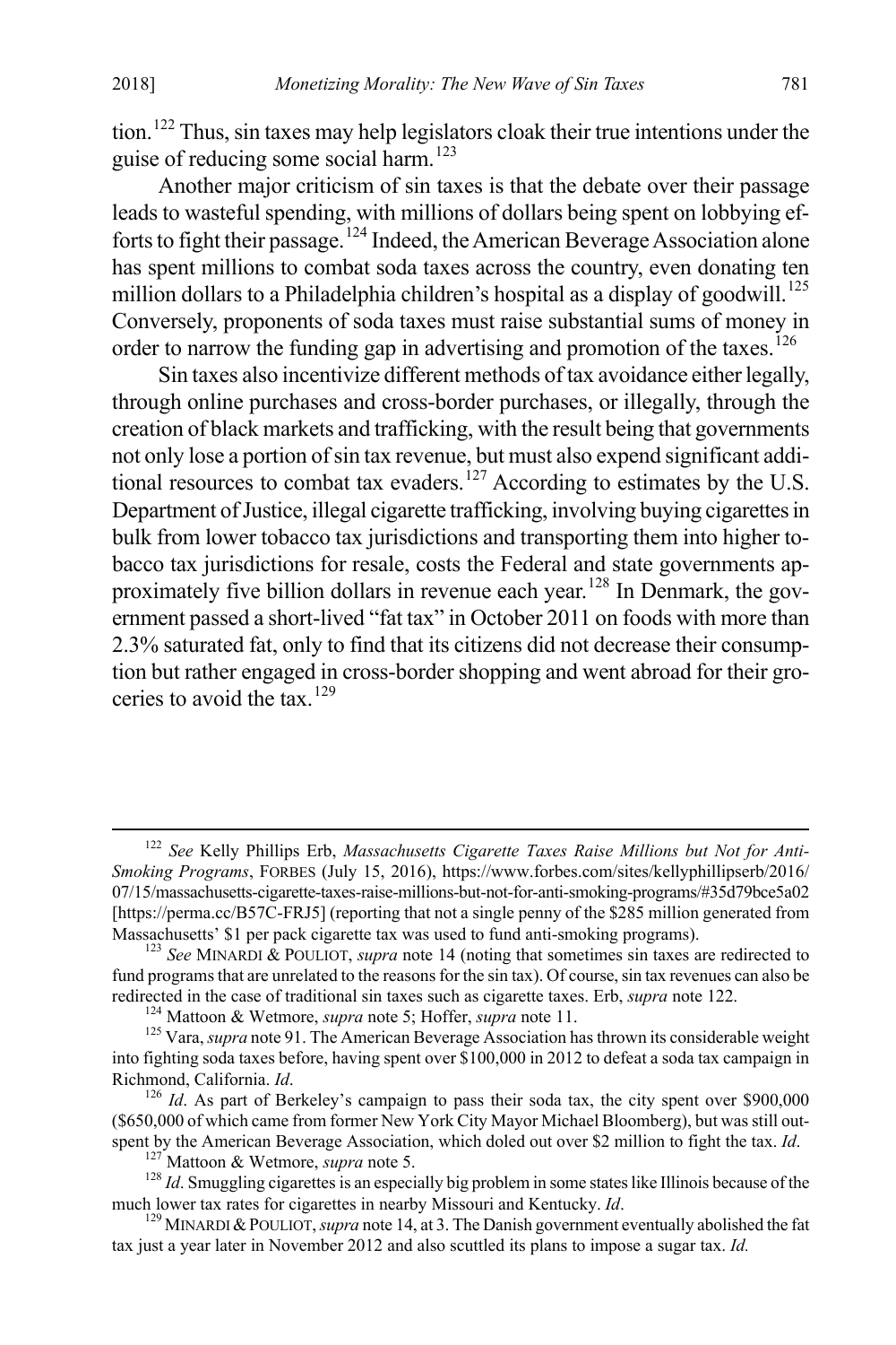tion.[122] Thus, sin taxes may help legislators cloak their true intentions under the guise of reducing some social harm.[123]

Another major criticism of sin taxes is that the debate over their passage leads to wasteful spending, with millions of dollars being spent on lobbying efforts to fight their passage.[124] Indeed, the American Beverage Association alone has spent millions to combat soda taxes across the country, even donating ten million dollars to a Philadelphia children's hospital as a display of goodwill.[125] Conversely, proponents of soda taxes must raise substantial sums of money in order to narrow the funding gap in advertising and promotion of the taxes.[126]

Sin taxes also incentivize different methods of tax avoidance either legally, through online purchases and cross-border purchases, or illegally, through the creation of black markets and trafficking, with the result being that governments not only lose a portion of sin tax revenue, but must also expend significant additional resources to combat tax evaders.[127] According to estimates by the U.S. Department of Justice, illegal cigarette trafficking, involving buying cigarettes in bulk from lower tobacco tax jurisdictions and transporting them into higher tobacco tax jurisdictions for resale, costs the Federal and state governments approximately five billion dollars in revenue each year.[128] In Denmark, the government passed a short-lived "fat tax" in October 2011 on foods with more than 2.3% saturated fat, only to find that its citizens did not decrease their consumption but rather engaged in cross-border shopping and went abroad for their groceries to avoid the tax.[129]

---

[122] *See* Kelly Phillips Erb, *Massachusetts Cigarette Taxes Raise Millions but Not for Anti-Smoking Programs*, FORBES (July 15, 2016), https://www.forbes.com/sites/kellyphillipserb/2016/07/15/massachusetts-cigarette-taxes-raise-millions-but-not-for-anti-smoking-programs/#35d79bce5a02 [https://perma.cc/B57C-FRJ5] (reporting that not a single penny of the $285 million generated from Massachusetts' $1 per pack cigarette tax was used to fund anti-smoking programs).

[123] *See* MINARDI & POULIOT, *supra* note 14 (noting that sometimes sin taxes are redirected to fund programs that are unrelated to the reasons for the sin tax). Of course, sin tax revenues can also be redirected in the case of traditional sin taxes such as cigarette taxes. Erb, *supra* note 122.

[124] Mattoon & Wetmore, *supra* note 5; Hoffer, *supra* note 11.

[125] Vara, *supra* note 91. The American Beverage Association has thrown its considerable weight into fighting soda taxes before, having spent over $100,000 in 2012 to defeat a soda tax campaign in Richmond, California. *Id*.

[126] *Id*. As part of Berkeley's campaign to pass their soda tax, the city spent over $900,000 ($650,000 of which came from former New York City Mayor Michael Bloomberg), but was still outspent by the American Beverage Association, which doled out over $2 million to fight the tax. *Id*.

[127] Mattoon & Wetmore, *supra* note 5.

[128] *Id*. Smuggling cigarettes is an especially big problem in some states like Illinois because of the much lower tax rates for cigarettes in nearby Missouri and Kentucky. *Id*.

[129] MINARDI & POULIOT, *supra* note 14, at 3. The Danish government eventually abolished the fat tax just a year later in November 2012 and also scuttled its plans to impose a sugar tax. *Id.*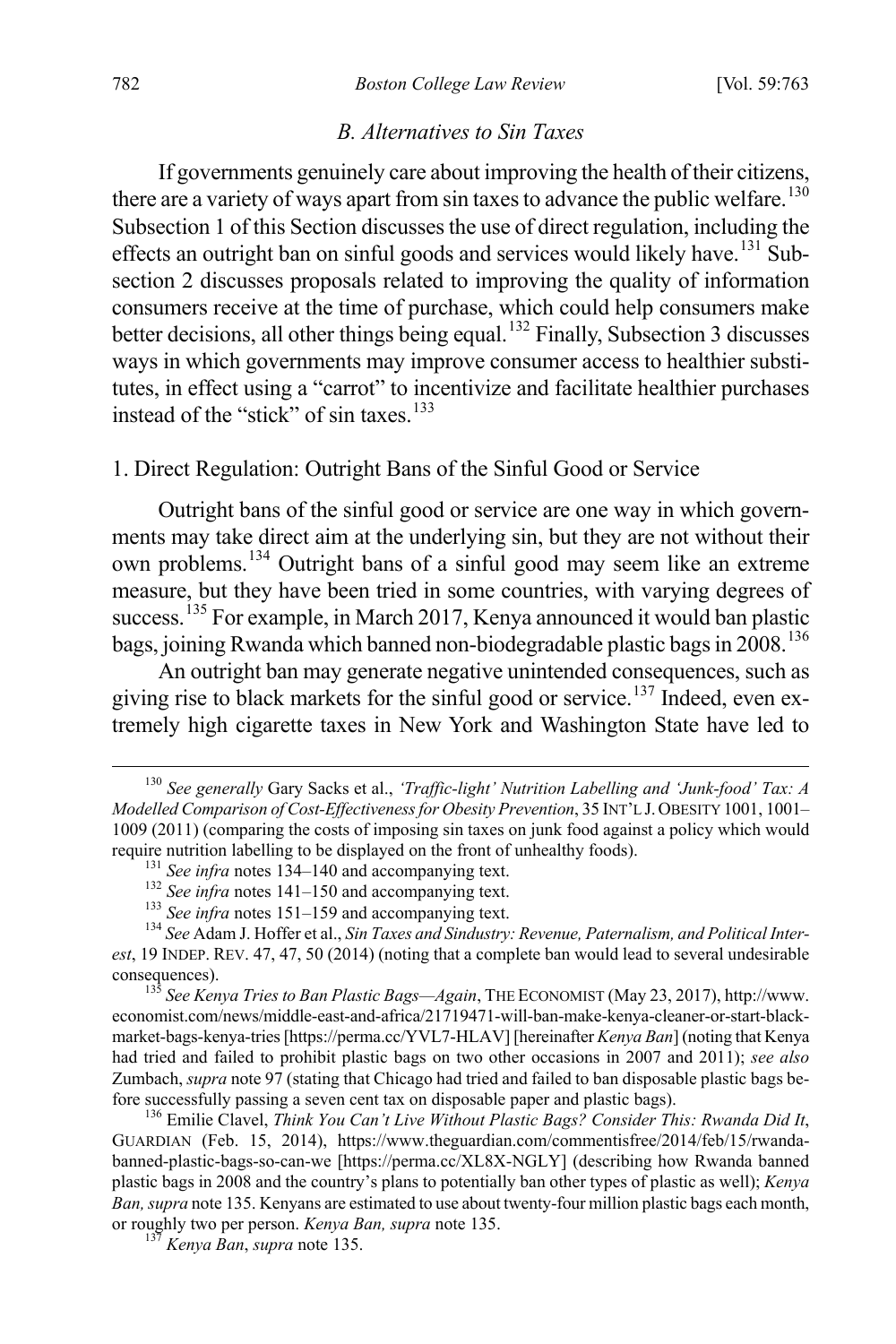### *B. Alternatives to Sin Taxes*

If governments genuinely care about improving the health of their citizens, there are a variety of ways apart from sin taxes to advance the public welfare.[130] Subsection 1 of this Section discusses the use of direct regulation, including the effects an outright ban on sinful goods and services would likely have.[131] Subsection 2 discusses proposals related to improving the quality of information consumers receive at the time of purchase, which could help consumers make better decisions, all other things being equal.[132] Finally, Subsection 3 discusses ways in which governments may improve consumer access to healthier substitutes, in effect using a "carrot" to incentivize and facilitate healthier purchases instead of the "stick" of sin taxes.[133]

#### 1. Direct Regulation: Outright Bans of the Sinful Good or Service

Outright bans of the sinful good or service are one way in which governments may take direct aim at the underlying sin, but they are not without their own problems.[134] Outright bans of a sinful good may seem like an extreme measure, but they have been tried in some countries, with varying degrees of success.[135] For example, in March 2017, Kenya announced it would ban plastic bags, joining Rwanda which banned non-biodegradable plastic bags in 2008.[136]

An outright ban may generate negative unintended consequences, such as giving rise to black markets for the sinful good or service.[137] Indeed, even extremely high cigarette taxes in New York and Washington State have led to

---

[130] *See generally* Gary Sacks et al., *'Traffic-light' Nutrition Labelling and 'Junk-food' Tax: A Modelled Comparison of Cost-Effectiveness for Obesity Prevention*, 35 INT'L J. OBESITY 1001, 1001–1009 (2011) (comparing the costs of imposing sin taxes on junk food against a policy which would require nutrition labelling to be displayed on the front of unhealthy foods).

[131] *See infra* notes 134–140 and accompanying text.

[132] *See infra* notes 141–150 and accompanying text.

[133] *See infra* notes 151–159 and accompanying text.

[134] *See* Adam J. Hoffer et al., *Sin Taxes and Sindustry: Revenue, Paternalism, and Political Interest*, 19 INDEP. REV. 47, 47, 50 (2014) (noting that a complete ban would lead to several undesirable consequences).

[135] *See Kenya Tries to Ban Plastic Bags—Again*, THE ECONOMIST (May 23, 2017), http://www.economist.com/news/middle-east-and-africa/21719471-will-ban-make-kenya-cleaner-or-start-black-market-bags-kenya-tries [https://perma.cc/YVL7-HLAV] [hereinafter *Kenya Ban*] (noting that Kenya had tried and failed to prohibit plastic bags on two other occasions in 2007 and 2011); *see also* Zumbach, *supra* note 97 (stating that Chicago had tried and failed to ban disposable plastic bags before successfully passing a seven cent tax on disposable paper and plastic bags).

[136] Emilie Clavel, *Think You Can't Live Without Plastic Bags? Consider This: Rwanda Did It*, GUARDIAN (Feb. 15, 2014), https://www.theguardian.com/commentisfree/2014/feb/15/rwanda-banned-plastic-bags-so-can-we [https://perma.cc/XL8X-NGLY] (describing how Rwanda banned plastic bags in 2008 and the country's plans to potentially ban other types of plastic as well); *Kenya Ban*, *supra* note 135. Kenyans are estimated to use about twenty-four million plastic bags each month, or roughly two per person. *Kenya Ban*, *supra* note 135.

[137] *Kenya Ban*, *supra* note 135.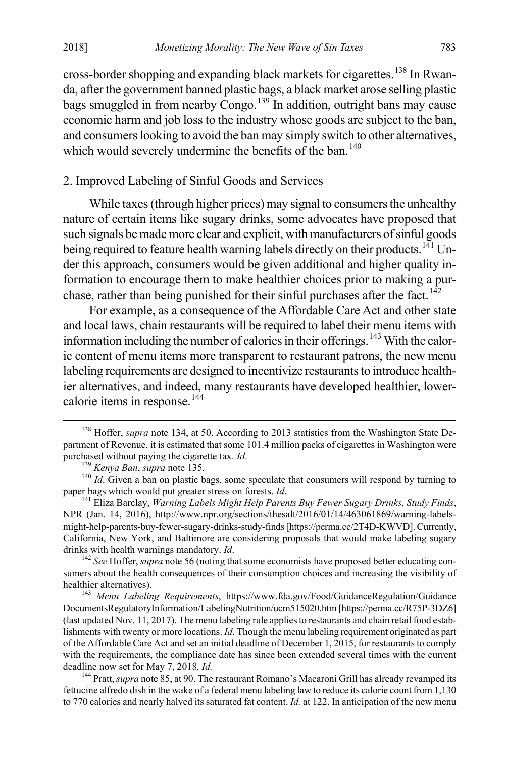cross-border shopping and expanding black markets for cigarettes.[138] In Rwanda, after the government banned plastic bags, a black market arose selling plastic bags smuggled in from nearby Congo.[139] In addition, outright bans may cause economic harm and job loss to the industry whose goods are subject to the ban, and consumers looking to avoid the ban may simply switch to other alternatives, which would severely undermine the benefits of the ban.[140]

### 2. Improved Labeling of Sinful Goods and Services

While taxes (through higher prices) may signal to consumers the unhealthy nature of certain items like sugary drinks, some advocates have proposed that such signals be made more clear and explicit, with manufacturers of sinful goods being required to feature health warning labels directly on their products.[141] Under this approach, consumers would be given additional and higher quality information to encourage them to make healthier choices prior to making a purchase, rather than being punished for their sinful purchases after the fact.[142]

For example, as a consequence of the Affordable Care Act and other state and local laws, chain restaurants will be required to label their menu items with information including the number of calories in their offerings.[143] With the caloric content of menu items more transparent to restaurant patrons, the new menu labeling requirements are designed to incentivize restaurants to introduce healthier alternatives, and indeed, many restaurants have developed healthier, lower-calorie items in response.[144]

---

[138] Hoffer, *supra* note 134, at 50. According to 2013 statistics from the Washington State Department of Revenue, it is estimated that some 101.4 million packs of cigarettes in Washington were purchased without paying the cigarette tax. *Id*.

[139] *Kenya Ban*, *supra* note 135.

[140] *Id*. Given a ban on plastic bags, some speculate that consumers will respond by turning to paper bags which would put greater stress on forests. *Id*.

[141] Eliza Barclay, *Warning Labels Might Help Parents Buy Fewer Sugary Drinks, Study Finds*, NPR (Jan. 14, 2016), http://www.npr.org/sections/thesalt/2016/01/14/463061869/warning-labels-might-help-parents-buy-fewer-sugary-drinks-study-finds [https://perma.cc/2T4D-KWVD]. Currently, California, New York, and Baltimore are considering proposals that would make labeling sugary drinks with health warnings mandatory. *Id*.

[142] *See* Hoffer, *supra* note 56 (noting that some economists have proposed better educating consumers about the health consequences of their consumption choices and increasing the visibility of healthier alternatives).

[143] *Menu Labeling Requirements*, https://www.fda.gov/Food/GuidanceRegulation/GuidanceDocumentsRegulatoryInformation/LabelingNutrition/ucm515020.htm [https://perma.cc/R75P-3DZ6] (last updated Nov. 11, 2017). The menu labeling rule applies to restaurants and chain retail food establishments with twenty or more locations. *Id*. Though the menu labeling requirement originated as part of the Affordable Care Act and set an initial deadline of December 1, 2015, for restaurants to comply with the requirements, the compliance date has since been extended several times with the current deadline now set for May 7, 2018*. Id.*

[144] Pratt, *supra* note 85, at 90. The restaurant Romano's Macaroni Grill has already revamped its fettucine alfredo dish in the wake of a federal menu labeling law to reduce its calorie count from 1,130 to 770 calories and nearly halved its saturated fat content. *Id.* at 122. In anticipation of the new menu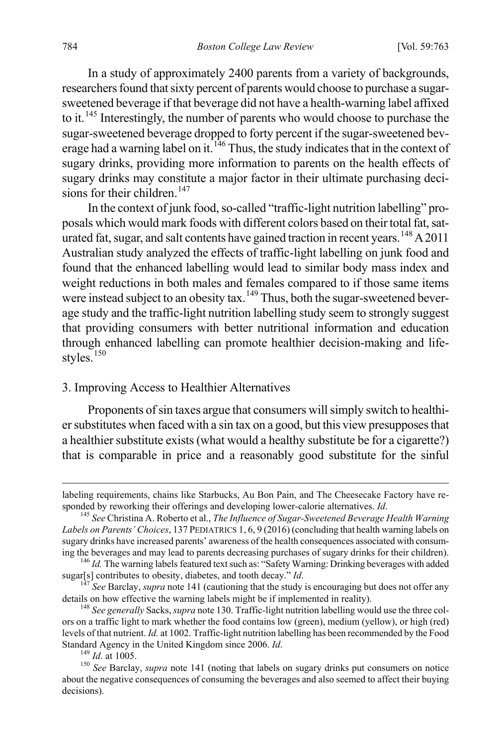In a study of approximately 2400 parents from a variety of backgrounds, researchers found that sixty percent of parents would choose to purchase a sugar-sweetened beverage if that beverage did not have a health-warning label affixed to it.[145] Interestingly, the number of parents who would choose to purchase the sugar-sweetened beverage dropped to forty percent if the sugar-sweetened beverage had a warning label on it.[146] Thus, the study indicates that in the context of sugary drinks, providing more information to parents on the health effects of sugary drinks may constitute a major factor in their ultimate purchasing decisions for their children.[147]

In the context of junk food, so-called "traffic-light nutrition labelling" proposals which would mark foods with different colors based on their total fat, saturated fat, sugar, and salt contents have gained traction in recent years.[148] A 2011 Australian study analyzed the effects of traffic-light labelling on junk food and found that the enhanced labelling would lead to similar body mass index and weight reductions in both males and females compared to if those same items were instead subject to an obesity tax.[149] Thus, both the sugar-sweetened beverage study and the traffic-light nutrition labelling study seem to strongly suggest that providing consumers with better nutritional information and education through enhanced labelling can promote healthier decision-making and lifestyles.[150]

### 3. Improving Access to Healthier Alternatives

Proponents of sin taxes argue that consumers will simply switch to healthier substitutes when faced with a sin tax on a good, but this view presupposes that a healthier substitute exists (what would a healthy substitute be for a cigarette?) that is comparable in price and a reasonably good substitute for the sinful

---

labeling requirements, chains like Starbucks, Au Bon Pain, and The Cheesecake Factory have responded by reworking their offerings and developing lower-calorie alternatives. *Id*.

[145] *See* Christina A. Roberto et al., *The Influence of Sugar-Sweetened Beverage Health Warning Labels on Parents' Choices*, 137 PEDIATRICS 1, 6, 9 (2016) (concluding that health warning labels on sugary drinks have increased parents' awareness of the health consequences associated with consuming the beverages and may lead to parents decreasing purchases of sugary drinks for their children).

[146] *Id.* The warning labels featured text such as: "Safety Warning: Drinking beverages with added sugar[s] contributes to obesity, diabetes, and tooth decay." *Id*.

[147] *See* Barclay, *supra* note 141 (cautioning that the study is encouraging but does not offer any details on how effective the warning labels might be if implemented in reality).

[148] *See generally* Sacks, *supra* note 130. Traffic-light nutrition labelling would use the three colors on a traffic light to mark whether the food contains low (green), medium (yellow), or high (red) levels of that nutrient. *Id.* at 1002. Traffic-light nutrition labelling has been recommended by the Food Standard Agency in the United Kingdom since 2006. *Id*.

[149] *Id*. at 1005.

[150] *See* Barclay, *supra* note 141 (noting that labels on sugary drinks put consumers on notice about the negative consequences of consuming the beverages and also seemed to affect their buying decisions).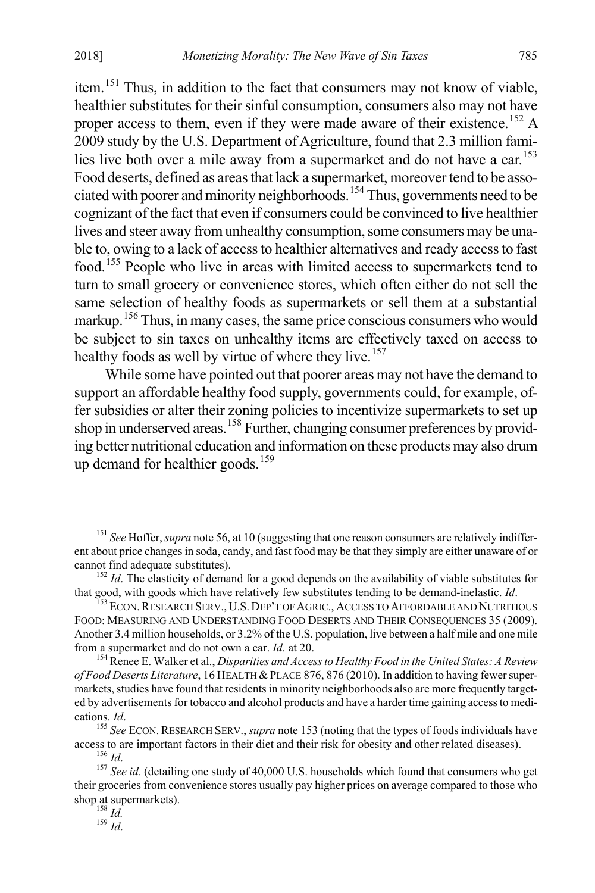item.[151] Thus, in addition to the fact that consumers may not know of viable, healthier substitutes for their sinful consumption, consumers also may not have proper access to them, even if they were made aware of their existence.[152] A 2009 study by the U.S. Department of Agriculture, found that 2.3 million families live both over a mile away from a supermarket and do not have a car.[153] Food deserts, defined as areas that lack a supermarket, moreover tend to be associated with poorer and minority neighborhoods.[154] Thus, governments need to be cognizant of the fact that even if consumers could be convinced to live healthier lives and steer away from unhealthy consumption, some consumers may be unable to, owing to a lack of access to healthier alternatives and ready access to fast food.[155] People who live in areas with limited access to supermarkets tend to turn to small grocery or convenience stores, which often either do not sell the same selection of healthy foods as supermarkets or sell them at a substantial markup.[156] Thus, in many cases, the same price conscious consumers who would be subject to sin taxes on unhealthy items are effectively taxed on access to healthy foods as well by virtue of where they live.[157]

While some have pointed out that poorer areas may not have the demand to support an affordable healthy food supply, governments could, for example, offer subsidies or alter their zoning policies to incentivize supermarkets to set up shop in underserved areas.[158] Further, changing consumer preferences by providing better nutritional education and information on these products may also drum up demand for healthier goods.[159]

---

[151] *See* Hoffer, *supra* note 56, at 10 (suggesting that one reason consumers are relatively indifferent about price changes in soda, candy, and fast food may be that they simply are either unaware of or cannot find adequate substitutes).

[152] *Id*. The elasticity of demand for a good depends on the availability of viable substitutes for that good, with goods which have relatively few substitutes tending to be demand-inelastic. *Id*.

[153] ECON. RESEARCH SERV., U.S. DEP'T OF AGRIC., ACCESS TO AFFORDABLE AND NUTRITIOUS FOOD: MEASURING AND UNDERSTANDING FOOD DESERTS AND THEIR CONSEQUENCES 35 (2009). Another 3.4 million households, or 3.2% of the U.S. population, live between a half mile and one mile from a supermarket and do not own a car. *Id*. at 20.

[154] Renee E. Walker et al., *Disparities and Access to Healthy Food in the United States: A Review of Food Deserts Literature*, 16 HEALTH & PLACE 876, 876 (2010). In addition to having fewer supermarkets, studies have found that residents in minority neighborhoods also are more frequently targeted by advertisements for tobacco and alcohol products and have a harder time gaining access to medications. *Id*.

[155] *See* ECON. RESEARCH SERV., *supra* note 153 (noting that the types of foods individuals have access to are important factors in their diet and their risk for obesity and other related diseases).

[156] *Id*.

[157] *See id.* (detailing one study of 40,000 U.S. households which found that consumers who get their groceries from convenience stores usually pay higher prices on average compared to those who shop at supermarkets).

[158] *Id.*

[159] *Id*.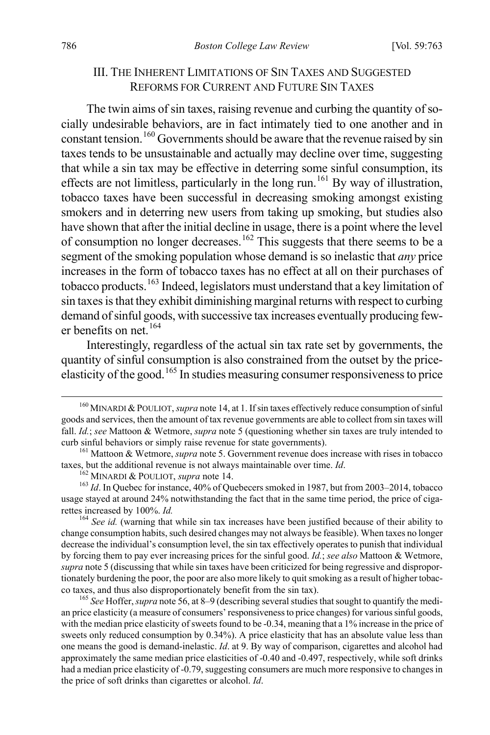## III. THE INHERENT LIMITATIONS OF SIN TAXES AND SUGGESTED REFORMS FOR CURRENT AND FUTURE SIN TAXES

The twin aims of sin taxes, raising revenue and curbing the quantity of socially undesirable behaviors, are in fact intimately tied to one another and in constant tension.[160] Governments should be aware that the revenue raised by sin taxes tends to be unsustainable and actually may decline over time, suggesting that while a sin tax may be effective in deterring some sinful consumption, its effects are not limitless, particularly in the long run.[161] By way of illustration, tobacco taxes have been successful in decreasing smoking amongst existing smokers and in deterring new users from taking up smoking, but studies also have shown that after the initial decline in usage, there is a point where the level of consumption no longer decreases.[162] This suggests that there seems to be a segment of the smoking population whose demand is so inelastic that *any* price increases in the form of tobacco taxes has no effect at all on their purchases of tobacco products.[163] Indeed, legislators must understand that a key limitation of sin taxes is that they exhibit diminishing marginal returns with respect to curbing demand of sinful goods, with successive tax increases eventually producing fewer benefits on net.[164]

Interestingly, regardless of the actual sin tax rate set by governments, the quantity of sinful consumption is also constrained from the outset by the price-elasticity of the good.[165] In studies measuring consumer responsiveness to price

---

[160] MINARDI & POULIOT, *supra* note 14, at 1. If sin taxes effectively reduce consumption of sinful goods and services, then the amount of tax revenue governments are able to collect from sin taxes will fall. *Id.*; *see* Mattoon & Wetmore, *supra* note 5 (questioning whether sin taxes are truly intended to curb sinful behaviors or simply raise revenue for state governments).

[161] Mattoon & Wetmore, *supra* note 5. Government revenue does increase with rises in tobacco taxes, but the additional revenue is not always maintainable over time. *Id*.

[162] MINARDI & POULIOT, *supra* note 14.

[163] *Id*. In Quebec for instance, 40% of Quebecers smoked in 1987, but from 2003–2014, tobacco usage stayed at around 24% notwithstanding the fact that in the same time period, the price of cigarettes increased by 100%. *Id.*

[164] *See id.* (warning that while sin tax increases have been justified because of their ability to change consumption habits, such desired changes may not always be feasible). When taxes no longer decrease the individual's consumption level, the sin tax effectively operates to punish that individual by forcing them to pay ever increasing prices for the sinful good. *Id.*; *see also* Mattoon & Wetmore, *supra* note 5 (discussing that while sin taxes have been criticized for being regressive and disproportionately burdening the poor, the poor are also more likely to quit smoking as a result of higher tobacco taxes, and thus also disproportionately benefit from the sin tax).

[165] *See* Hoffer, *supra* note 56, at 8–9 (describing several studies that sought to quantify the median price elasticity (a measure of consumers' responsiveness to price changes) for various sinful goods, with the median price elasticity of sweets found to be -0.34, meaning that a 1% increase in the price of sweets only reduced consumption by 0.34%). A price elasticity that has an absolute value less than one means the good is demand-inelastic. *Id*. at 9. By way of comparison, cigarettes and alcohol had approximately the same median price elasticities of -0.40 and -0.497, respectively, while soft drinks had a median price elasticity of -0.79, suggesting consumers are much more responsive to changes in the price of soft drinks than cigarettes or alcohol. *Id*.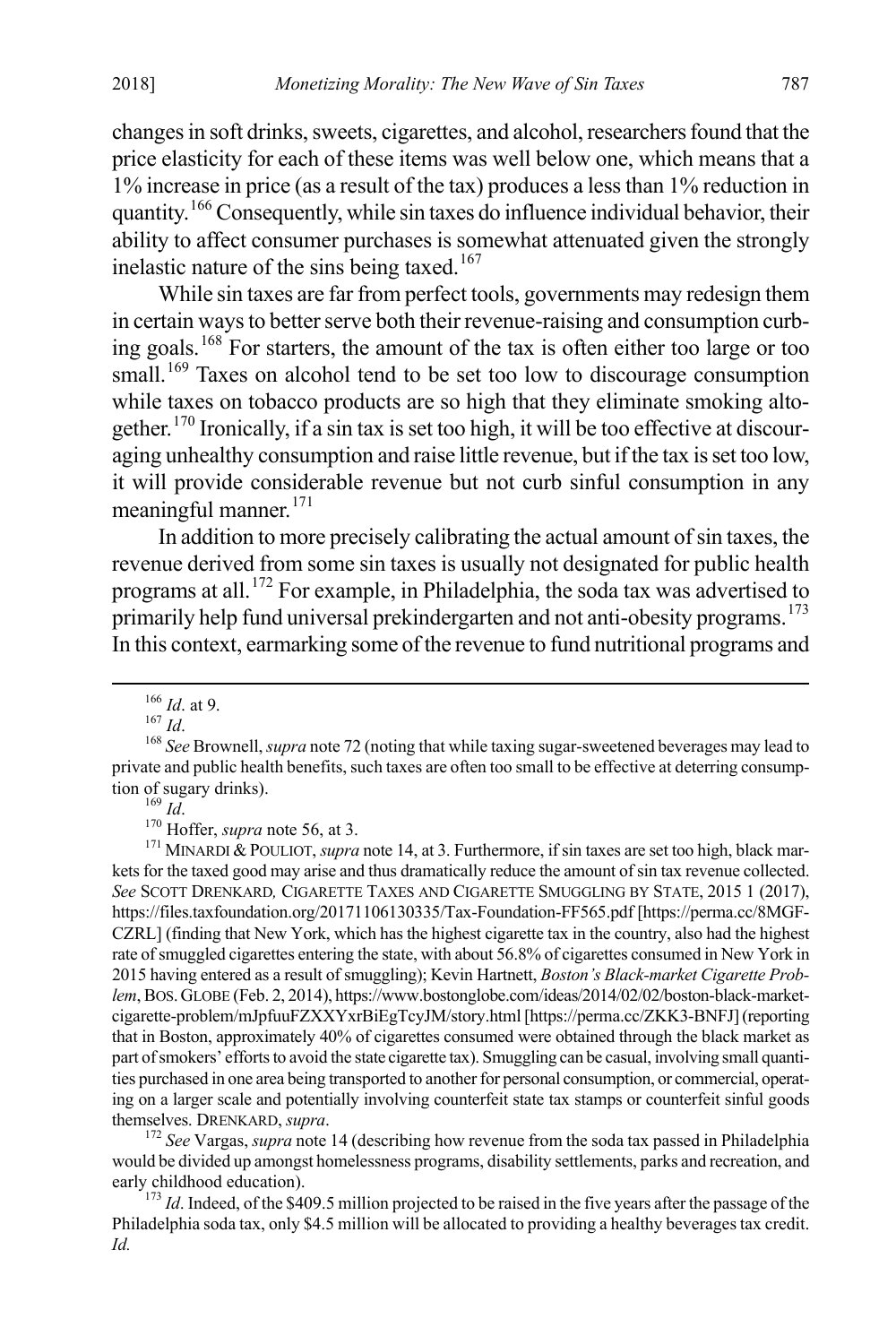changes in soft drinks, sweets, cigarettes, and alcohol, researchers found that the price elasticity for each of these items was well below one, which means that a 1% increase in price (as a result of the tax) produces a less than 1% reduction in quantity.[166] Consequently, while sin taxes do influence individual behavior, their ability to affect consumer purchases is somewhat attenuated given the strongly inelastic nature of the sins being taxed.[167]

While sin taxes are far from perfect tools, governments may redesign them in certain ways to better serve both their revenue-raising and consumption curbing goals.[168] For starters, the amount of the tax is often either too large or too small.[169] Taxes on alcohol tend to be set too low to discourage consumption while taxes on tobacco products are so high that they eliminate smoking altogether.[170] Ironically, if a sin tax is set too high, it will be too effective at discouraging unhealthy consumption and raise little revenue, but if the tax is set too low, it will provide considerable revenue but not curb sinful consumption in any meaningful manner.[171]

In addition to more precisely calibrating the actual amount of sin taxes, the revenue derived from some sin taxes is usually not designated for public health programs at all.[172] For example, in Philadelphia, the soda tax was advertised to primarily help fund universal prekindergarten and not anti-obesity programs.[173] In this context, earmarking some of the revenue to fund nutritional programs and

---

[166] *Id*. at 9.

[167] *Id*.

[168] *See* Brownell, *supra* note 72 (noting that while taxing sugar-sweetened beverages may lead to private and public health benefits, such taxes are often too small to be effective at deterring consumption of sugary drinks).

[169] *Id*.

[170] Hoffer, *supra* note 56, at 3.

[171] MINARDI & POULIOT, *supra* note 14, at 3. Furthermore, if sin taxes are set too high, black markets for the taxed good may arise and thus dramatically reduce the amount of sin tax revenue collected. *See* SCOTT DRENKARD, CIGARETTE TAXES AND CIGARETTE SMUGGLING BY STATE, 2015 1 (2017), https://files.taxfoundation.org/20171106130335/Tax-Foundation-FF565.pdf [https://perma.cc/8MGF-CZRL] (finding that New York, which has the highest cigarette tax in the country, also had the highest rate of smuggled cigarettes entering the state, with about 56.8% of cigarettes consumed in New York in 2015 having entered as a result of smuggling); Kevin Hartnett, *Boston's Black-market Cigarette Problem*, BOS. GLOBE (Feb. 2, 2014), https://www.bostonglobe.com/ideas/2014/02/02/boston-black-market-cigarette-problem/mJpfuuFZXXYxrBiEgTcyJM/story.html [https://perma.cc/ZKK3-BNFJ] (reporting that in Boston, approximately 40% of cigarettes consumed were obtained through the black market as part of smokers' efforts to avoid the state cigarette tax). Smuggling can be casual, involving small quantities purchased in one area being transported to another for personal consumption, or commercial, operating on a larger scale and potentially involving counterfeit state tax stamps or counterfeit sinful goods themselves. DRENKARD, *supra*.

[172] *See* Vargas, *supra* note 14 (describing how revenue from the soda tax passed in Philadelphia would be divided up amongst homelessness programs, disability settlements, parks and recreation, and early childhood education).

[173] *Id*. Indeed, of the $409.5 million projected to be raised in the five years after the passage of the Philadelphia soda tax, only $4.5 million will be allocated to providing a healthy beverages tax credit. *Id.*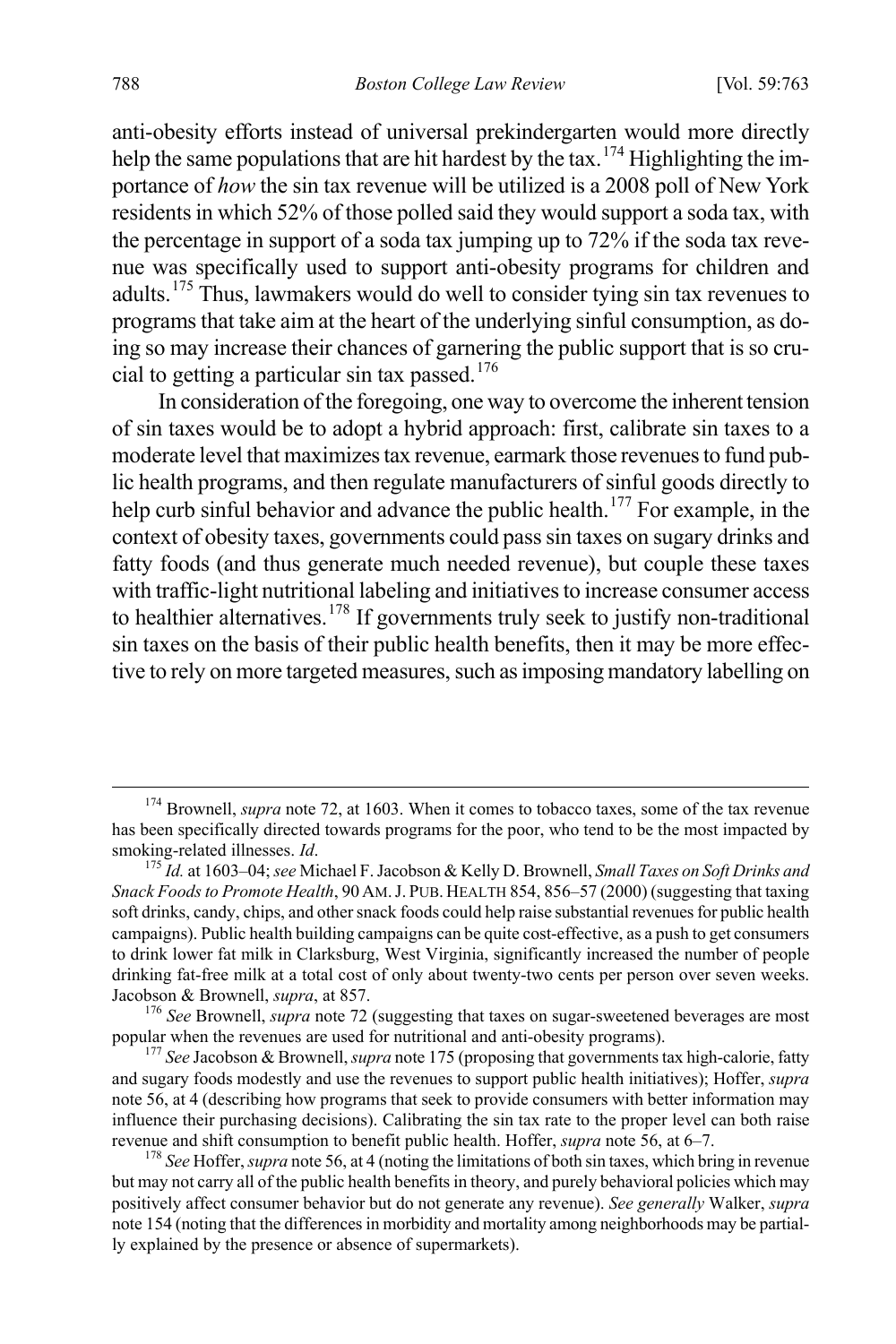anti-obesity efforts instead of universal prekindergarten would more directly help the same populations that are hit hardest by the tax.[174] Highlighting the importance of *how* the sin tax revenue will be utilized is a 2008 poll of New York residents in which 52% of those polled said they would support a soda tax, with the percentage in support of a soda tax jumping up to 72% if the soda tax revenue was specifically used to support anti-obesity programs for children and adults.[175] Thus, lawmakers would do well to consider tying sin tax revenues to programs that take aim at the heart of the underlying sinful consumption, as doing so may increase their chances of garnering the public support that is so crucial to getting a particular sin tax passed.[176]

In consideration of the foregoing, one way to overcome the inherent tension of sin taxes would be to adopt a hybrid approach: first, calibrate sin taxes to a moderate level that maximizes tax revenue, earmark those revenues to fund public health programs, and then regulate manufacturers of sinful goods directly to help curb sinful behavior and advance the public health.[177] For example, in the context of obesity taxes, governments could pass sin taxes on sugary drinks and fatty foods (and thus generate much needed revenue), but couple these taxes with traffic-light nutritional labeling and initiatives to increase consumer access to healthier alternatives.[178] If governments truly seek to justify non-traditional sin taxes on the basis of their public health benefits, then it may be more effective to rely on more targeted measures, such as imposing mandatory labelling on

---

[174] Brownell, *supra* note 72, at 1603. When it comes to tobacco taxes, some of the tax revenue has been specifically directed towards programs for the poor, who tend to be the most impacted by smoking-related illnesses. *Id*.

[175] *Id.* at 1603–04; *see* Michael F. Jacobson & Kelly D. Brownell, *Small Taxes on Soft Drinks and Snack Foods to Promote Health*, 90 AM. J. PUB. HEALTH 854, 856–57 (2000) (suggesting that taxing soft drinks, candy, chips, and other snack foods could help raise substantial revenues for public health campaigns). Public health building campaigns can be quite cost-effective, as a push to get consumers to drink lower fat milk in Clarksburg, West Virginia, significantly increased the number of people drinking fat-free milk at a total cost of only about twenty-two cents per person over seven weeks. Jacobson & Brownell, *supra*, at 857.

[176] *See* Brownell, *supra* note 72 (suggesting that taxes on sugar-sweetened beverages are most popular when the revenues are used for nutritional and anti-obesity programs).

[177] *See* Jacobson & Brownell, *supra* note 175 (proposing that governments tax high-calorie, fatty and sugary foods modestly and use the revenues to support public health initiatives); Hoffer, *supra* note 56, at 4 (describing how programs that seek to provide consumers with better information may influence their purchasing decisions). Calibrating the sin tax rate to the proper level can both raise revenue and shift consumption to benefit public health. Hoffer, *supra* note 56, at 6–7.

[178] *See* Hoffer, *supra* note 56, at 4 (noting the limitations of both sin taxes, which bring in revenue but may not carry all of the public health benefits in theory, and purely behavioral policies which may positively affect consumer behavior but do not generate any revenue). *See generally* Walker, *supra* note 154 (noting that the differences in morbidity and mortality among neighborhoods may be partially explained by the presence or absence of supermarkets).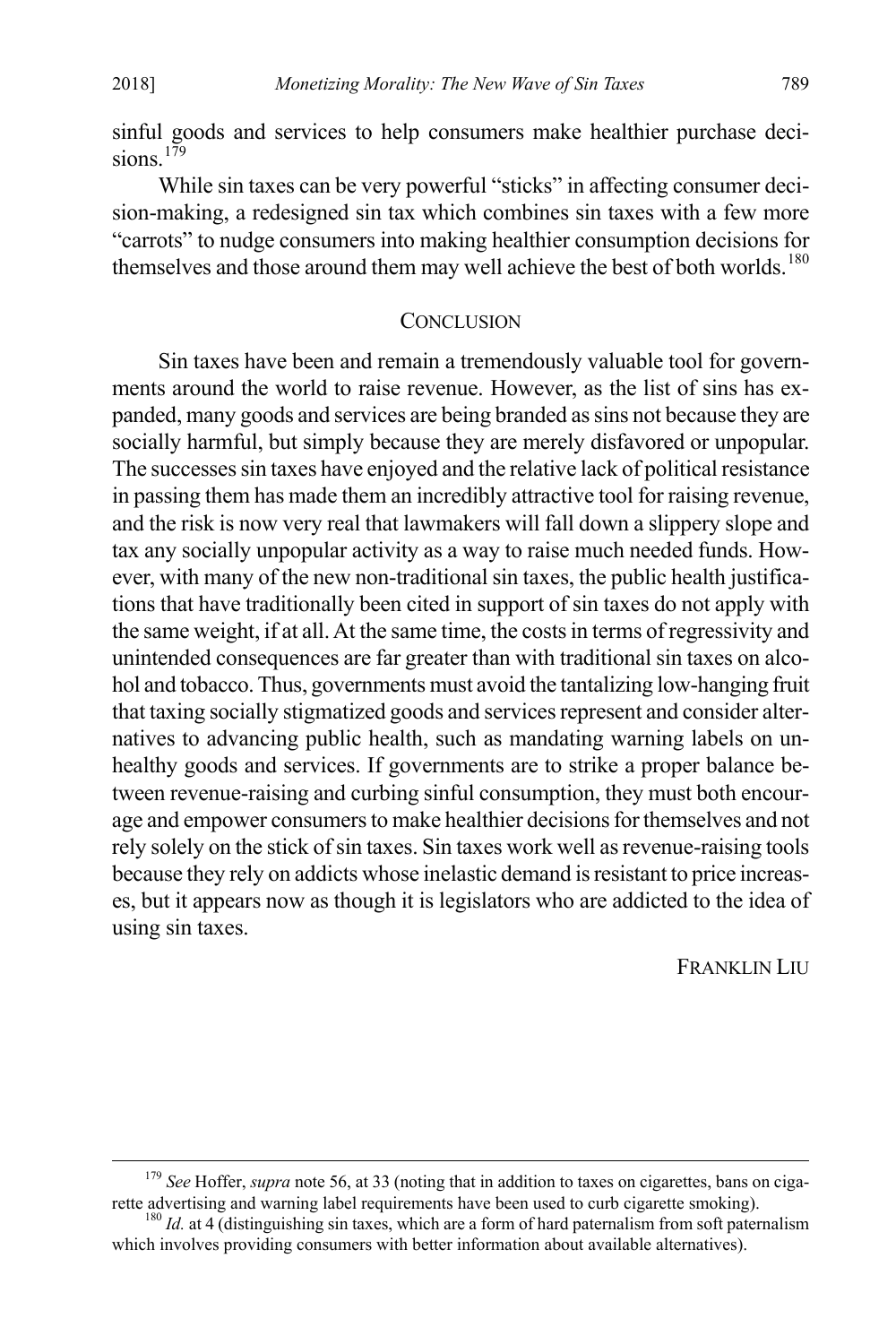sinful goods and services to help consumers make healthier purchase decisions.[179]

While sin taxes can be very powerful "sticks" in affecting consumer decision-making, a redesigned sin tax which combines sin taxes with a few more "carrots" to nudge consumers into making healthier consumption decisions for themselves and those around them may well achieve the best of both worlds.[180]

## CONCLUSION

Sin taxes have been and remain a tremendously valuable tool for governments around the world to raise revenue. However, as the list of sins has expanded, many goods and services are being branded as sins not because they are socially harmful, but simply because they are merely disfavored or unpopular. The successes sin taxes have enjoyed and the relative lack of political resistance in passing them has made them an incredibly attractive tool for raising revenue, and the risk is now very real that lawmakers will fall down a slippery slope and tax any socially unpopular activity as a way to raise much needed funds. However, with many of the new non-traditional sin taxes, the public health justifications that have traditionally been cited in support of sin taxes do not apply with the same weight, if at all. At the same time, the costs in terms of regressivity and unintended consequences are far greater than with traditional sin taxes on alcohol and tobacco. Thus, governments must avoid the tantalizing low-hanging fruit that taxing socially stigmatized goods and services represent and consider alternatives to advancing public health, such as mandating warning labels on unhealthy goods and services. If governments are to strike a proper balance between revenue-raising and curbing sinful consumption, they must both encourage and empower consumers to make healthier decisions for themselves and not rely solely on the stick of sin taxes. Sin taxes work well as revenue-raising tools because they rely on addicts whose inelastic demand is resistant to price increases, but it appears now as though it is legislators who are addicted to the idea of using sin taxes.

FRANKLIN LIU

---

[179] *See* Hoffer, *supra* note 56, at 33 (noting that in addition to taxes on cigarettes, bans on cigarette advertising and warning label requirements have been used to curb cigarette smoking).

[180] *Id.* at 4 (distinguishing sin taxes, which are a form of hard paternalism from soft paternalism which involves providing consumers with better information about available alternatives).